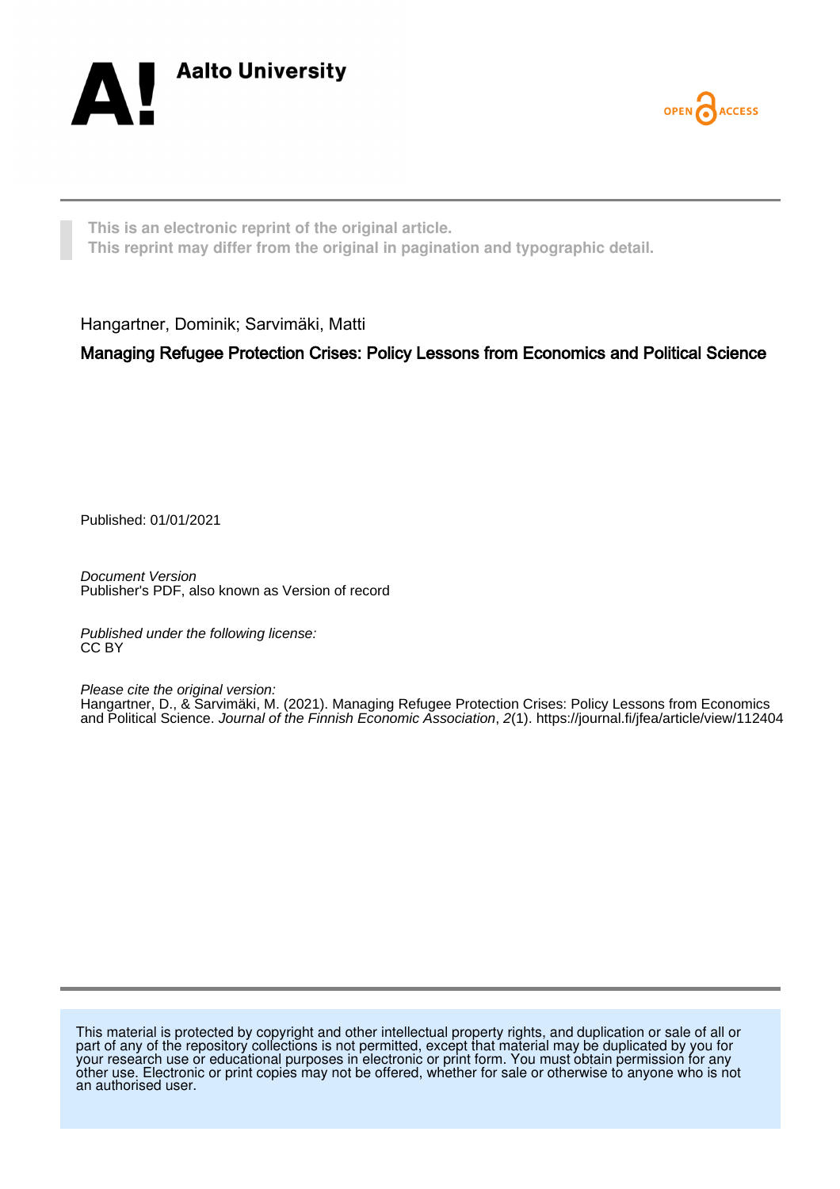Aalto University

OPEN ACCESS

**This is an electronic reprint of the original article.**
**This reprint may differ from the original in pagination and typographic detail.**

Hangartner, Dominik; Sarvimäki, Matti

**Managing Refugee Protection Crises: Policy Lessons from Economics and Political Science**

Published: 01/01/2021

*Document Version*
Publisher's PDF, also known as Version of record

*Published under the following license:*
CC BY

*Please cite the original version:*
Hangartner, D., & Sarvimäki, M. (2021). Managing Refugee Protection Crises: Policy Lessons from Economics and Political Science. *Journal of the Finnish Economic Association*, *2*(1). https://journal.fi/jfea/article/view/112404

This material is protected by copyright and other intellectual property rights, and duplication or sale of all or part of any of the repository collections is not permitted, except that material may be duplicated by you for your research use or educational purposes in electronic or print form. You must obtain permission for any other use. Electronic or print copies may not be offered, whether for sale or otherwise to anyone who is not an authorised user.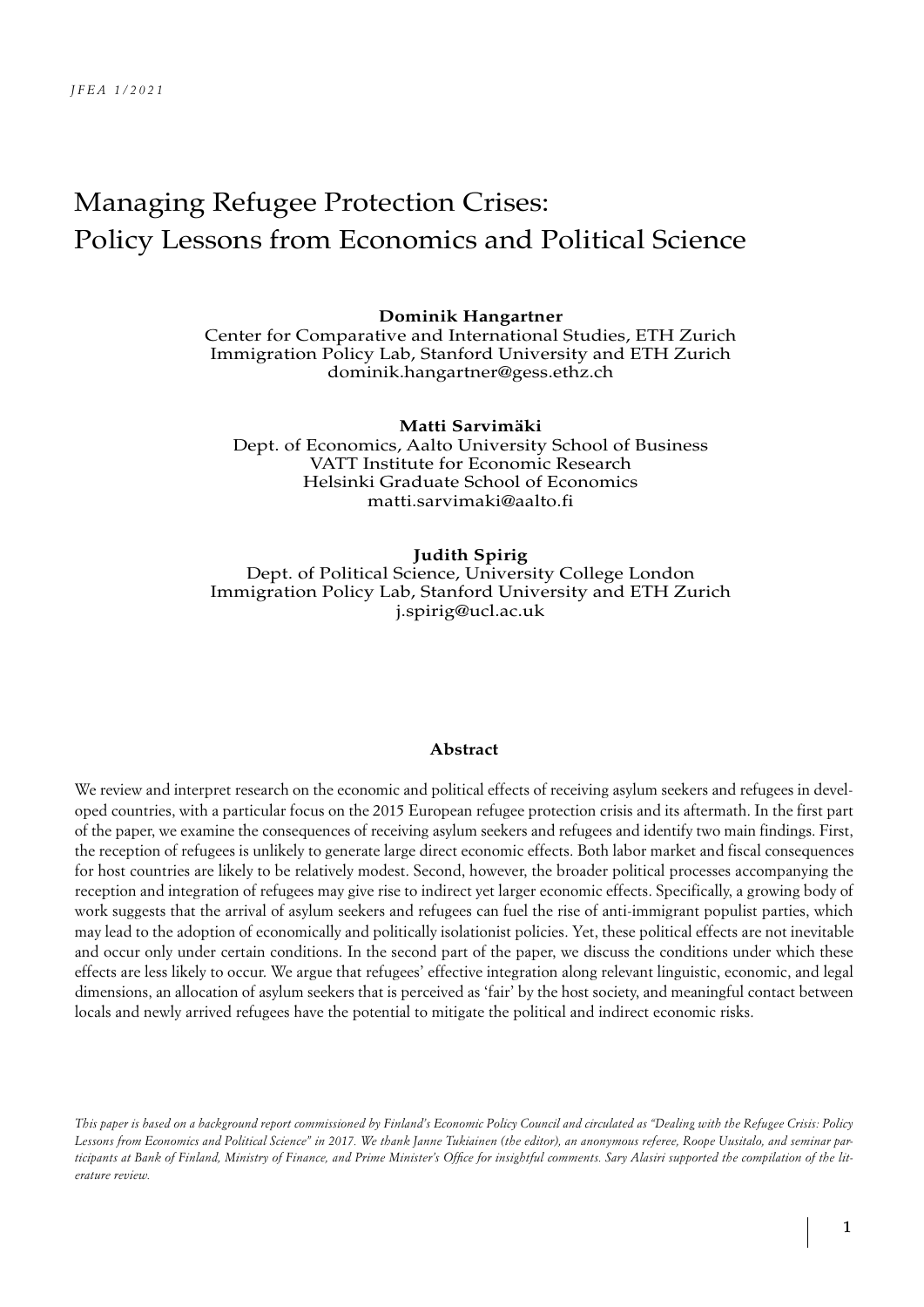# Managing Refugee Protection Crises: Policy Lessons from Economics and Political Science

**Dominik Hangartner**
Center for Comparative and International Studies, ETH Zurich
Immigration Policy Lab, Stanford University and ETH Zurich
dominik.hangartner@gess.ethz.ch

**Matti Sarvimäki**
Dept. of Economics, Aalto University School of Business
VATT Institute for Economic Research
Helsinki Graduate School of Economics
matti.sarvimaki@aalto.fi

**Judith Spirig**
Dept. of Political Science, University College London
Immigration Policy Lab, Stanford University and ETH Zurich
j.spirig@ucl.ac.uk

#### Abstract

We review and interpret research on the economic and political effects of receiving asylum seekers and refugees in developed countries, with a particular focus on the 2015 European refugee protection crisis and its aftermath. In the first part of the paper, we examine the consequences of receiving asylum seekers and refugees and identify two main findings. First, the reception of refugees is unlikely to generate large direct economic effects. Both labor market and fiscal consequences for host countries are likely to be relatively modest. Second, however, the broader political processes accompanying the reception and integration of refugees may give rise to indirect yet larger economic effects. Specifically, a growing body of work suggests that the arrival of asylum seekers and refugees can fuel the rise of anti-immigrant populist parties, which may lead to the adoption of economically and politically isolationist policies. Yet, these political effects are not inevitable and occur only under certain conditions. In the second part of the paper, we discuss the conditions under which these effects are less likely to occur. We argue that refugees' effective integration along relevant linguistic, economic, and legal dimensions, an allocation of asylum seekers that is perceived as 'fair' by the host society, and meaningful contact between locals and newly arrived refugees have the potential to mitigate the political and indirect economic risks.

*This paper is based on a background report commissioned by Finland's Economic Policy Council and circulated as "Dealing with the Refugee Crisis: Policy Lessons from Economics and Political Science" in 2017. We thank Janne Tukiainen (the editor), an anonymous referee, Roope Uusitalo, and seminar participants at Bank of Finland, Ministry of Finance, and Prime Minister's Office for insightful comments. Sary Alasiri supported the compilation of the literature review.*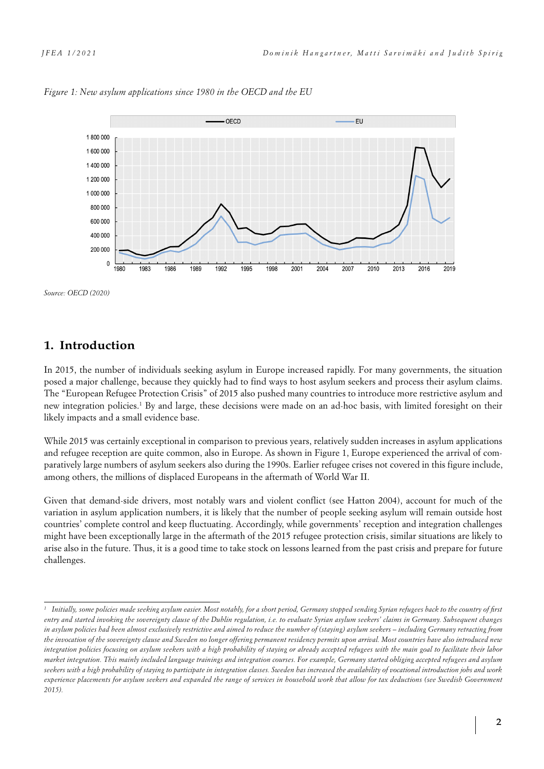*Figure 1: New asylum applications since 1980 in the OECD and the EU*

*Source: OECD (2020)*

## 1. Introduction

In 2015, the number of individuals seeking asylum in Europe increased rapidly. For many governments, the situation posed a major challenge, because they quickly had to find ways to host asylum seekers and process their asylum claims. The "European Refugee Protection Crisis" of 2015 also pushed many countries to introduce more restrictive asylum and new integration policies.[1] By and large, these decisions were made on an ad-hoc basis, with limited foresight on their likely impacts and a small evidence base.

While 2015 was certainly exceptional in comparison to previous years, relatively sudden increases in asylum applications and refugee reception are quite common, also in Europe. As shown in Figure 1, Europe experienced the arrival of comparatively large numbers of asylum seekers also during the 1990s. Earlier refugee crises not covered in this figure include, among others, the millions of displaced Europeans in the aftermath of World War II.

Given that demand-side drivers, most notably wars and violent conflict (see Hatton 2004), account for much of the variation in asylum application numbers, it is likely that the number of people seeking asylum will remain outside host countries' complete control and keep fluctuating. Accordingly, while governments' reception and integration challenges might have been exceptionally large in the aftermath of the 2015 refugee protection crisis, similar situations are likely to arise also in the future. Thus, it is a good time to take stock on lessons learned from the past crisis and prepare for future challenges.

---

[1] *Initially, some policies made seeking asylum easier. Most notably, for a short period, Germany stopped sending Syrian refugees back to the country of first entry and started invoking the sovereignty clause of the Dublin regulation, i.e. to evaluate Syrian asylum seekers' claims in Germany. Subsequent changes in asylum policies had been almost exclusively restrictive and aimed to reduce the number of (staying) asylum seekers – including Germany retracting from the invocation of the sovereignty clause and Sweden no longer offering permanent residency permits upon arrival. Most countries have also introduced new integration policies focusing on asylum seekers with a high probability of staying or already accepted refugees with the main goal to facilitate their labor market integration. This mainly included language trainings and integration courses. For example, Germany started obliging accepted refugees and asylum seekers with a high probability of staying to participate in integration classes. Sweden has increased the availability of vocational introduction jobs and work experience placements for asylum seekers and expanded the range of services in household work that allow for tax deductions (see Swedish Government 2015).*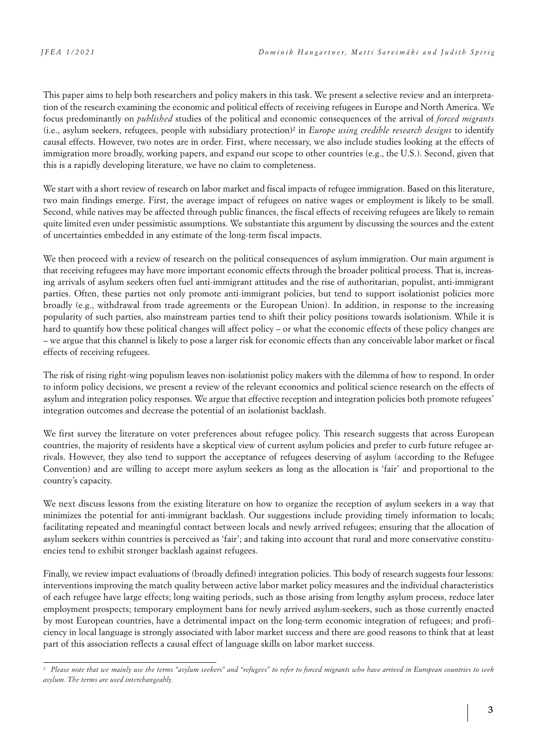This paper aims to help both researchers and policy makers in this task. We present a selective review and an interpretation of the research examining the economic and political effects of receiving refugees in Europe and North America. We focus predominantly on *published* studies of the political and economic consequences of the arrival of *forced migrants* (i.e., asylum seekers, refugees, people with subsidiary protection)[2] in *Europe using credible research designs* to identify causal effects. However, two notes are in order. First, where necessary, we also include studies looking at the effects of immigration more broadly, working papers, and expand our scope to other countries (e.g., the U.S.). Second, given that this is a rapidly developing literature, we have no claim to completeness.

We start with a short review of research on labor market and fiscal impacts of refugee immigration. Based on this literature, two main findings emerge. First, the average impact of refugees on native wages or employment is likely to be small. Second, while natives may be affected through public finances, the fiscal effects of receiving refugees are likely to remain quite limited even under pessimistic assumptions. We substantiate this argument by discussing the sources and the extent of uncertainties embedded in any estimate of the long-term fiscal impacts.

We then proceed with a review of research on the political consequences of asylum immigration. Our main argument is that receiving refugees may have more important economic effects through the broader political process. That is, increasing arrivals of asylum seekers often fuel anti-immigrant attitudes and the rise of authoritarian, populist, anti-immigrant parties. Often, these parties not only promote anti-immigrant policies, but tend to support isolationist policies more broadly (e.g., withdrawal from trade agreements or the European Union). In addition, in response to the increasing popularity of such parties, also mainstream parties tend to shift their policy positions towards isolationism. While it is hard to quantify how these political changes will affect policy – or what the economic effects of these policy changes are – we argue that this channel is likely to pose a larger risk for economic effects than any conceivable labor market or fiscal effects of receiving refugees.

The risk of rising right-wing populism leaves non-isolationist policy makers with the dilemma of how to respond. In order to inform policy decisions, we present a review of the relevant economics and political science research on the effects of asylum and integration policy responses. We argue that effective reception and integration policies both promote refugees' integration outcomes and decrease the potential of an isolationist backlash.

We first survey the literature on voter preferences about refugee policy. This research suggests that across European countries, the majority of residents have a skeptical view of current asylum policies and prefer to curb future refugee arrivals. However, they also tend to support the acceptance of refugees deserving of asylum (according to the Refugee Convention) and are willing to accept more asylum seekers as long as the allocation is 'fair' and proportional to the country's capacity.

We next discuss lessons from the existing literature on how to organize the reception of asylum seekers in a way that minimizes the potential for anti-immigrant backlash. Our suggestions include providing timely information to locals; facilitating repeated and meaningful contact between locals and newly arrived refugees; ensuring that the allocation of asylum seekers within countries is perceived as 'fair'; and taking into account that rural and more conservative constituencies tend to exhibit stronger backlash against refugees.

Finally, we review impact evaluations of (broadly defined) integration policies. This body of research suggests four lessons: interventions improving the match quality between active labor market policy measures and the individual characteristics of each refugee have large effects; long waiting periods, such as those arising from lengthy asylum process, reduce later employment prospects; temporary employment bans for newly arrived asylum-seekers, such as those currently enacted by most European countries, have a detrimental impact on the long-term economic integration of refugees; and proficiency in local language is strongly associated with labor market success and there are good reasons to think that at least part of this association reflects a causal effect of language skills on labor market success.

---

[2] *Please note that we mainly use the terms "asylum seekers" and "refugees" to refer to forced migrants who have arrived in European countries to seek asylum. The terms are used interchangeably.*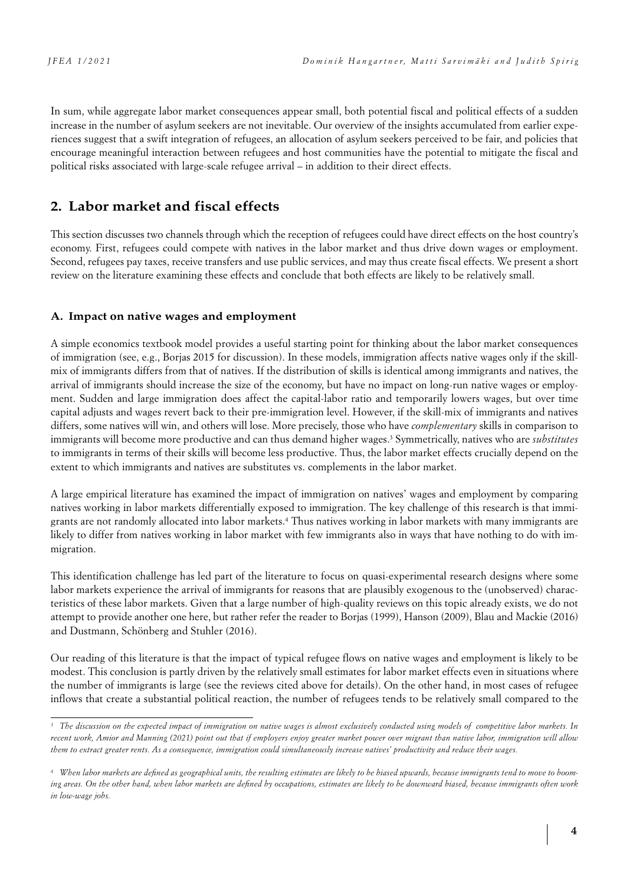In sum, while aggregate labor market consequences appear small, both potential fiscal and political effects of a sudden increase in the number of asylum seekers are not inevitable. Our overview of the insights accumulated from earlier experiences suggest that a swift integration of refugees, an allocation of asylum seekers perceived to be fair, and policies that encourage meaningful interaction between refugees and host communities have the potential to mitigate the fiscal and political risks associated with large-scale refugee arrival – in addition to their direct effects.

## 2. Labor market and fiscal effects

This section discusses two channels through which the reception of refugees could have direct effects on the host country's economy. First, refugees could compete with natives in the labor market and thus drive down wages or employment. Second, refugees pay taxes, receive transfers and use public services, and may thus create fiscal effects. We present a short review on the literature examining these effects and conclude that both effects are likely to be relatively small.

### A. Impact on native wages and employment

A simple economics textbook model provides a useful starting point for thinking about the labor market consequences of immigration (see, e.g., Borjas 2015 for discussion). In these models, immigration affects native wages only if the skill-mix of immigrants differs from that of natives. If the distribution of skills is identical among immigrants and natives, the arrival of immigrants should increase the size of the economy, but have no impact on long-run native wages or employment. Sudden and large immigration does affect the capital-labor ratio and temporarily lowers wages, but over time capital adjusts and wages revert back to their pre-immigration level. However, if the skill-mix of immigrants and natives differs, some natives will win, and others will lose. More precisely, those who have *complementary* skills in comparison to immigrants will become more productive and can thus demand higher wages.[3] Symmetrically, natives who are *substitutes* to immigrants in terms of their skills will become less productive. Thus, the labor market effects crucially depend on the extent to which immigrants and natives are substitutes vs. complements in the labor market.

A large empirical literature has examined the impact of immigration on natives' wages and employment by comparing natives working in labor markets differentially exposed to immigration. The key challenge of this research is that immigrants are not randomly allocated into labor markets.[4] Thus natives working in labor markets with many immigrants are likely to differ from natives working in labor market with few immigrants also in ways that have nothing to do with immigration.

This identification challenge has led part of the literature to focus on quasi-experimental research designs where some labor markets experience the arrival of immigrants for reasons that are plausibly exogenous to the (unobserved) characteristics of these labor markets. Given that a large number of high-quality reviews on this topic already exists, we do not attempt to provide another one here, but rather refer the reader to Borjas (1999), Hanson (2009), Blau and Mackie (2016) and Dustmann, Schönberg and Stuhler (2016).

Our reading of this literature is that the impact of typical refugee flows on native wages and employment is likely to be modest. This conclusion is partly driven by the relatively small estimates for labor market effects even in situations where the number of immigrants is large (see the reviews cited above for details). On the other hand, in most cases of refugee inflows that create a substantial political reaction, the number of refugees tends to be relatively small compared to the

---

[3] *The discussion on the expected impact of immigration on native wages is almost exclusively conducted using models of competitive labor markets. In recent work, Amior and Manning (2021) point out that if employers enjoy greater market power over migrant than native labor, immigration will allow them to extract greater rents. As a consequence, immigration could simultaneously increase natives' productivity and reduce their wages.*

[4] *When labor markets are defined as geographical units, the resulting estimates are likely to be biased upwards, because immigrants tend to move to booming areas. On the other hand, when labor markets are defined by occupations, estimates are likely to be downward biased, because immigrants often work in low-wage jobs.*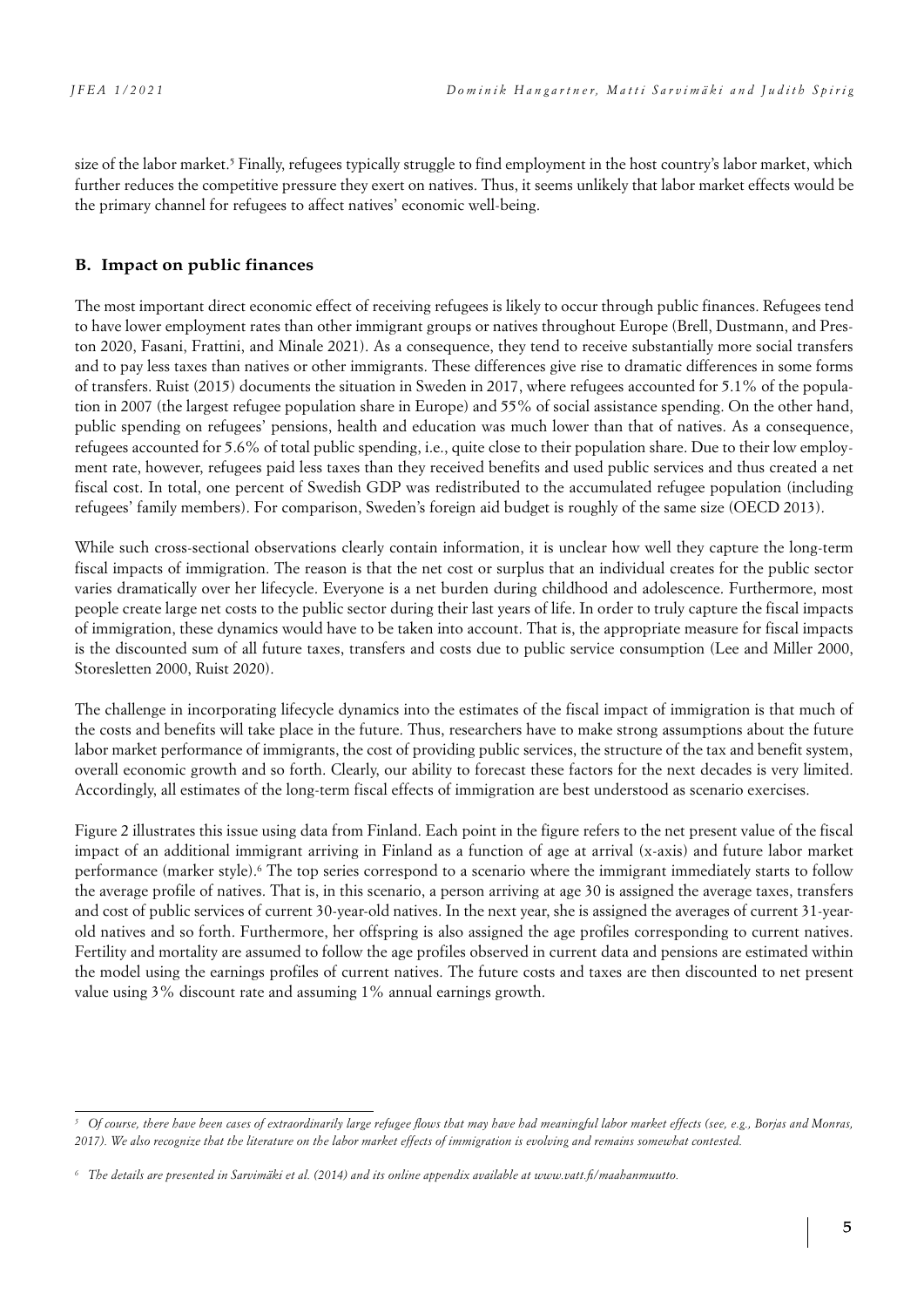size of the labor market.[5] Finally, refugees typically struggle to find employment in the host country's labor market, which further reduces the competitive pressure they exert on natives. Thus, it seems unlikely that labor market effects would be the primary channel for refugees to affect natives' economic well-being.

### B. Impact on public finances

The most important direct economic effect of receiving refugees is likely to occur through public finances. Refugees tend to have lower employment rates than other immigrant groups or natives throughout Europe (Brell, Dustmann, and Preston 2020, Fasani, Frattini, and Minale 2021). As a consequence, they tend to receive substantially more social transfers and to pay less taxes than natives or other immigrants. These differences give rise to dramatic differences in some forms of transfers. Ruist (2015) documents the situation in Sweden in 2017, where refugees accounted for 5.1% of the population in 2007 (the largest refugee population share in Europe) and 55% of social assistance spending. On the other hand, public spending on refugees' pensions, health and education was much lower than that of natives. As a consequence, refugees accounted for 5.6% of total public spending, i.e., quite close to their population share. Due to their low employment rate, however, refugees paid less taxes than they received benefits and used public services and thus created a net fiscal cost. In total, one percent of Swedish GDP was redistributed to the accumulated refugee population (including refugees' family members). For comparison, Sweden's foreign aid budget is roughly of the same size (OECD 2013).

While such cross-sectional observations clearly contain information, it is unclear how well they capture the long-term fiscal impacts of immigration. The reason is that the net cost or surplus that an individual creates for the public sector varies dramatically over her lifecycle. Everyone is a net burden during childhood and adolescence. Furthermore, most people create large net costs to the public sector during their last years of life. In order to truly capture the fiscal impacts of immigration, these dynamics would have to be taken into account. That is, the appropriate measure for fiscal impacts is the discounted sum of all future taxes, transfers and costs due to public service consumption (Lee and Miller 2000, Storesletten 2000, Ruist 2020).

The challenge in incorporating lifecycle dynamics into the estimates of the fiscal impact of immigration is that much of the costs and benefits will take place in the future. Thus, researchers have to make strong assumptions about the future labor market performance of immigrants, the cost of providing public services, the structure of the tax and benefit system, overall economic growth and so forth. Clearly, our ability to forecast these factors for the next decades is very limited. Accordingly, all estimates of the long-term fiscal effects of immigration are best understood as scenario exercises.

Figure 2 illustrates this issue using data from Finland. Each point in the figure refers to the net present value of the fiscal impact of an additional immigrant arriving in Finland as a function of age at arrival (x-axis) and future labor market performance (marker style).[6] The top series correspond to a scenario where the immigrant immediately starts to follow the average profile of natives. That is, in this scenario, a person arriving at age 30 is assigned the average taxes, transfers and cost of public services of current 30-year-old natives. In the next year, she is assigned the averages of current 31-year-old natives and so forth. Furthermore, her offspring is also assigned the age profiles corresponding to current natives. Fertility and mortality are assumed to follow the age profiles observed in current data and pensions are estimated within the model using the earnings profiles of current natives. The future costs and taxes are then discounted to net present value using 3% discount rate and assuming 1% annual earnings growth.

---

[5] *Of course, there have been cases of extraordinarily large refugee flows that may have had meaningful labor market effects (see, e.g., Borjas and Monras, 2017). We also recognize that the literature on the labor market effects of immigration is evolving and remains somewhat contested.*

[6] *The details are presented in Sarvimäki et al. (2014) and its online appendix available at www.vatt.fi/maahanmuutto.*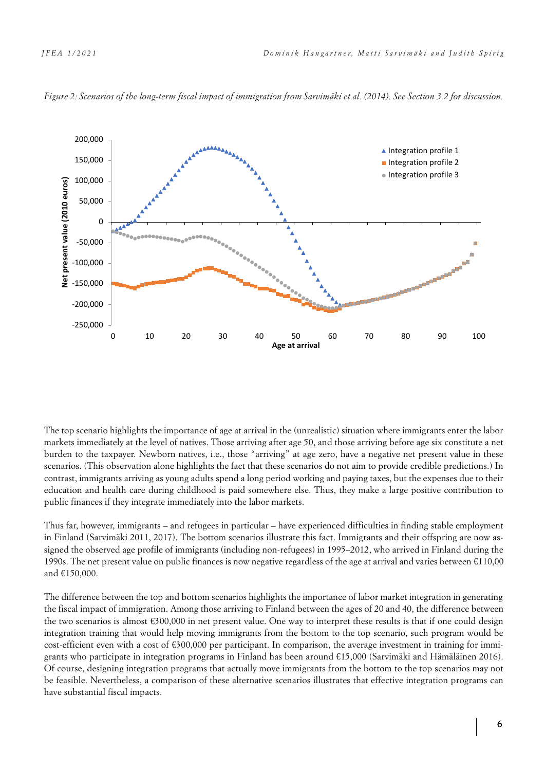*Figure 2: Scenarios of the long-term fiscal impact of immigration from Sarvimäki et al. (2014). See Section 3.2 for discussion.*

The top scenario highlights the importance of age at arrival in the (unrealistic) situation where immigrants enter the labor markets immediately at the level of natives. Those arriving after age 50, and those arriving before age six constitute a net burden to the taxpayer. Newborn natives, i.e., those "arriving" at age zero, have a negative net present value in these scenarios. (This observation alone highlights the fact that these scenarios do not aim to provide credible predictions.) In contrast, immigrants arriving as young adults spend a long period working and paying taxes, but the expenses due to their education and health care during childhood is paid somewhere else. Thus, they make a large positive contribution to public finances if they integrate immediately into the labor markets.

Thus far, however, immigrants – and refugees in particular – have experienced difficulties in finding stable employment in Finland (Sarvimäki 2011, 2017). The bottom scenarios illustrate this fact. Immigrants and their offspring are now assigned the observed age profile of immigrants (including non-refugees) in 1995–2012, who arrived in Finland during the 1990s. The net present value on public finances is now negative regardless of the age at arrival and varies between €110,00 and €150,000.

The difference between the top and bottom scenarios highlights the importance of labor market integration in generating the fiscal impact of immigration. Among those arriving to Finland between the ages of 20 and 40, the difference between the two scenarios is almost €300,000 in net present value. One way to interpret these results is that if one could design integration training that would help moving immigrants from the bottom to the top scenario, such program would be cost-efficient even with a cost of €300,000 per participant. In comparison, the average investment in training for immigrants who participate in integration programs in Finland has been around €15,000 (Sarvimäki and Hämäläinen 2016). Of course, designing integration programs that actually move immigrants from the bottom to the top scenarios may not be feasible. Nevertheless, a comparison of these alternative scenarios illustrates that effective integration programs can have substantial fiscal impacts.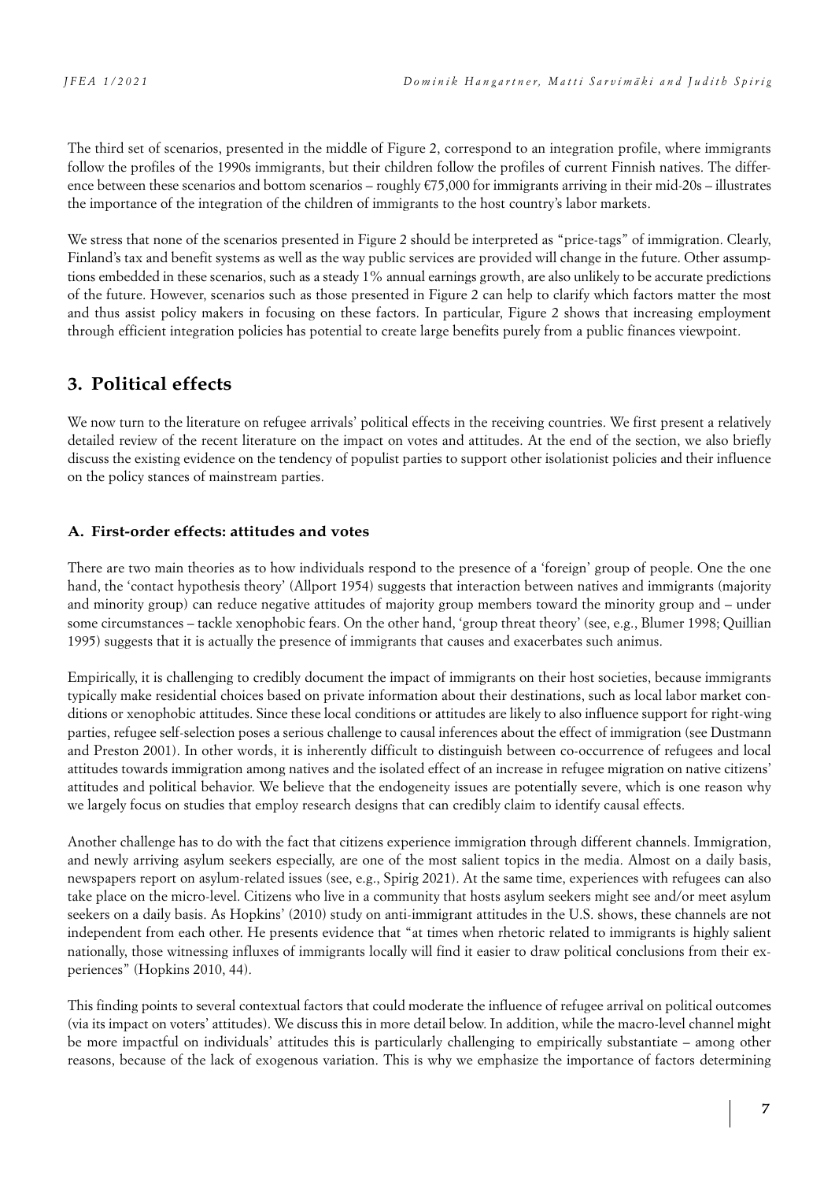The third set of scenarios, presented in the middle of Figure 2, correspond to an integration profile, where immigrants follow the profiles of the 1990s immigrants, but their children follow the profiles of current Finnish natives. The difference between these scenarios and bottom scenarios – roughly €75,000 for immigrants arriving in their mid-20s – illustrates the importance of the integration of the children of immigrants to the host country's labor markets.

We stress that none of the scenarios presented in Figure 2 should be interpreted as "price-tags" of immigration. Clearly, Finland's tax and benefit systems as well as the way public services are provided will change in the future. Other assumptions embedded in these scenarios, such as a steady 1% annual earnings growth, are also unlikely to be accurate predictions of the future. However, scenarios such as those presented in Figure 2 can help to clarify which factors matter the most and thus assist policy makers in focusing on these factors. In particular, Figure 2 shows that increasing employment through efficient integration policies has potential to create large benefits purely from a public finances viewpoint.

## 3. Political effects

We now turn to the literature on refugee arrivals' political effects in the receiving countries. We first present a relatively detailed review of the recent literature on the impact on votes and attitudes. At the end of the section, we also briefly discuss the existing evidence on the tendency of populist parties to support other isolationist policies and their influence on the policy stances of mainstream parties.

### A. First-order effects: attitudes and votes

There are two main theories as to how individuals respond to the presence of a 'foreign' group of people. One the one hand, the 'contact hypothesis theory' (Allport 1954) suggests that interaction between natives and immigrants (majority and minority group) can reduce negative attitudes of majority group members toward the minority group and – under some circumstances – tackle xenophobic fears. On the other hand, 'group threat theory' (see, e.g., Blumer 1998; Quillian 1995) suggests that it is actually the presence of immigrants that causes and exacerbates such animus.

Empirically, it is challenging to credibly document the impact of immigrants on their host societies, because immigrants typically make residential choices based on private information about their destinations, such as local labor market conditions or xenophobic attitudes. Since these local conditions or attitudes are likely to also influence support for right-wing parties, refugee self-selection poses a serious challenge to causal inferences about the effect of immigration (see Dustmann and Preston 2001). In other words, it is inherently difficult to distinguish between co-occurrence of refugees and local attitudes towards immigration among natives and the isolated effect of an increase in refugee migration on native citizens' attitudes and political behavior. We believe that the endogeneity issues are potentially severe, which is one reason why we largely focus on studies that employ research designs that can credibly claim to identify causal effects.

Another challenge has to do with the fact that citizens experience immigration through different channels. Immigration, and newly arriving asylum seekers especially, are one of the most salient topics in the media. Almost on a daily basis, newspapers report on asylum-related issues (see, e.g., Spirig 2021). At the same time, experiences with refugees can also take place on the micro-level. Citizens who live in a community that hosts asylum seekers might see and/or meet asylum seekers on a daily basis. As Hopkins' (2010) study on anti-immigrant attitudes in the U.S. shows, these channels are not independent from each other. He presents evidence that "at times when rhetoric related to immigrants is highly salient nationally, those witnessing influxes of immigrants locally will find it easier to draw political conclusions from their experiences" (Hopkins 2010, 44).

This finding points to several contextual factors that could moderate the influence of refugee arrival on political outcomes (via its impact on voters' attitudes). We discuss this in more detail below. In addition, while the macro-level channel might be more impactful on individuals' attitudes this is particularly challenging to empirically substantiate – among other reasons, because of the lack of exogenous variation. This is why we emphasize the importance of factors determining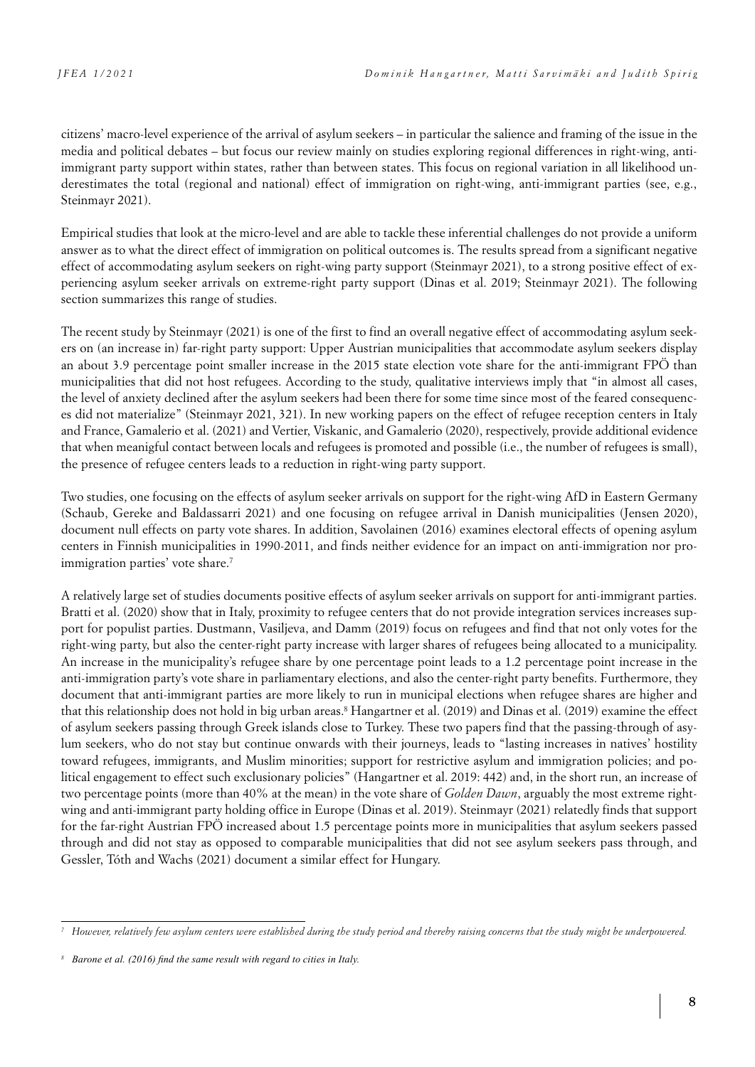citizens' macro-level experience of the arrival of asylum seekers – in particular the salience and framing of the issue in the media and political debates – but focus our review mainly on studies exploring regional differences in right-wing, anti-immigrant party support within states, rather than between states. This focus on regional variation in all likelihood underestimates the total (regional and national) effect of immigration on right-wing, anti-immigrant parties (see, e.g., Steinmayr 2021).

Empirical studies that look at the micro-level and are able to tackle these inferential challenges do not provide a uniform answer as to what the direct effect of immigration on political outcomes is. The results spread from a significant negative effect of accommodating asylum seekers on right-wing party support (Steinmayr 2021), to a strong positive effect of experiencing asylum seeker arrivals on extreme-right party support (Dinas et al. 2019; Steinmayr 2021). The following section summarizes this range of studies.

The recent study by Steinmayr (2021) is one of the first to find an overall negative effect of accommodating asylum seekers on (an increase in) far-right party support: Upper Austrian municipalities that accommodate asylum seekers display an about 3.9 percentage point smaller increase in the 2015 state election vote share for the anti-immigrant FPÖ than municipalities that did not host refugees. According to the study, qualitative interviews imply that "in almost all cases, the level of anxiety declined after the asylum seekers had been there for some time since most of the feared consequences did not materialize" (Steinmayr 2021, 321). In new working papers on the effect of refugee reception centers in Italy and France, Gamalerio et al. (2021) and Vertier, Viskanic, and Gamalerio (2020), respectively, provide additional evidence that when meanigful contact between locals and refugees is promoted and possible (i.e., the number of refugees is small), the presence of refugee centers leads to a reduction in right-wing party support.

Two studies, one focusing on the effects of asylum seeker arrivals on support for the right-wing AfD in Eastern Germany (Schaub, Gereke and Baldassarri 2021) and one focusing on refugee arrival in Danish municipalities (Jensen 2020), document null effects on party vote shares. In addition, Savolainen (2016) examines electoral effects of opening asylum centers in Finnish municipalities in 1990-2011, and finds neither evidence for an impact on anti-immigration nor pro-immigration parties' vote share.[7]

A relatively large set of studies documents positive effects of asylum seeker arrivals on support for anti-immigrant parties. Bratti et al. (2020) show that in Italy, proximity to refugee centers that do not provide integration services increases support for populist parties. Dustmann, Vasiljeva, and Damm (2019) focus on refugees and find that not only votes for the right-wing party, but also the center-right party increase with larger shares of refugees being allocated to a municipality. An increase in the municipality's refugee share by one percentage point leads to a 1.2 percentage point increase in the anti-immigration party's vote share in parliamentary elections, and also the center-right party benefits. Furthermore, they document that anti-immigrant parties are more likely to run in municipal elections when refugee shares are higher and that this relationship does not hold in big urban areas.[8] Hangartner et al. (2019) and Dinas et al. (2019) examine the effect of asylum seekers passing through Greek islands close to Turkey. These two papers find that the passing-through of asylum seekers, who do not stay but continue onwards with their journeys, leads to "lasting increases in natives' hostility toward refugees, immigrants, and Muslim minorities; support for restrictive asylum and immigration policies; and political engagement to effect such exclusionary policies" (Hangartner et al. 2019: 442) and, in the short run, an increase of two percentage points (more than 40% at the mean) in the vote share of *Golden Dawn*, arguably the most extreme right-wing and anti-immigrant party holding office in Europe (Dinas et al. 2019). Steinmayr (2021) relatedly finds that support for the far-right Austrian FPÖ increased about 1.5 percentage points more in municipalities that asylum seekers passed through and did not stay as opposed to comparable municipalities that did not see asylum seekers pass through, and Gessler, Tóth and Wachs (2021) document a similar effect for Hungary.

---

[7] *However, relatively few asylum centers were established during the study period and thereby raising concerns that the study might be underpowered.*

[8] *Barone et al. (2016) find the same result with regard to cities in Italy.*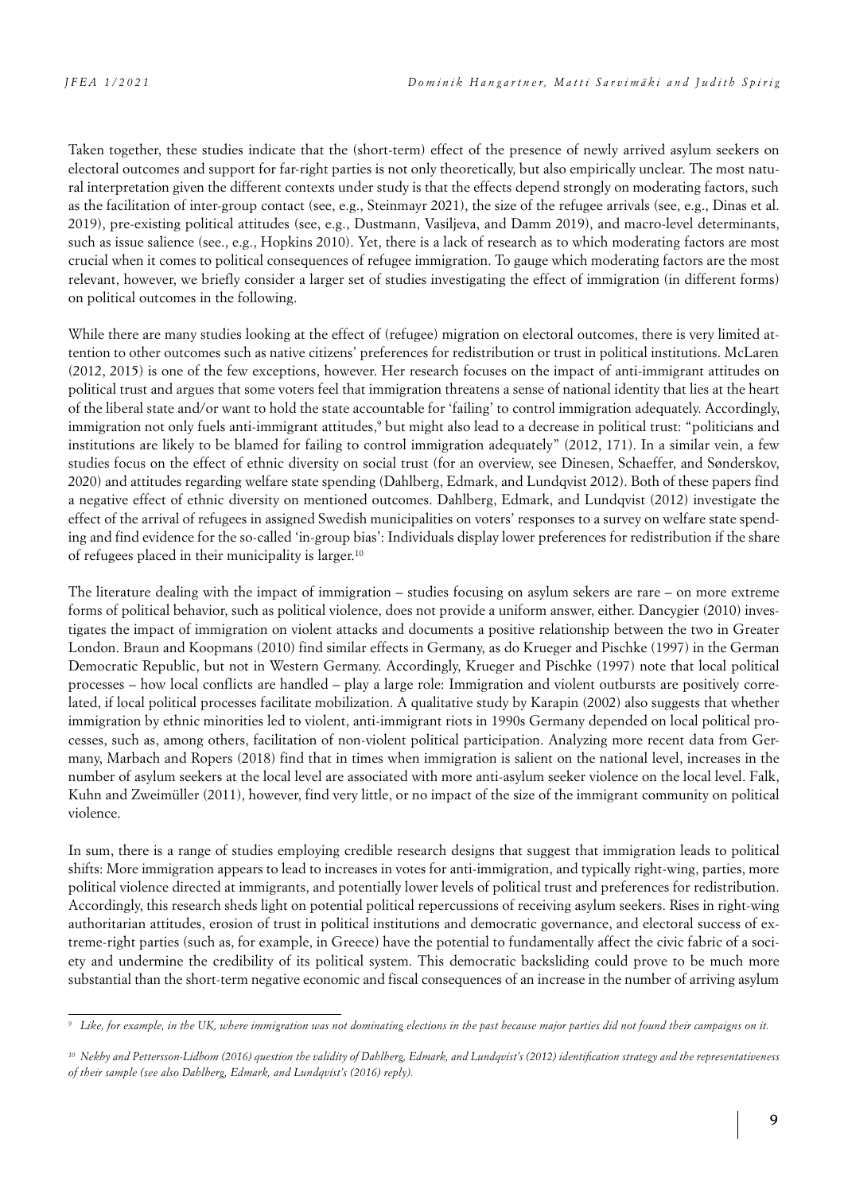Taken together, these studies indicate that the (short-term) effect of the presence of newly arrived asylum seekers on electoral outcomes and support for far-right parties is not only theoretically, but also empirically unclear. The most natural interpretation given the different contexts under study is that the effects depend strongly on moderating factors, such as the facilitation of inter-group contact (see, e.g., Steinmayr 2021), the size of the refugee arrivals (see, e.g., Dinas et al. 2019), pre-existing political attitudes (see, e.g., Dustmann, Vasiljeva, and Damm 2019), and macro-level determinants, such as issue salience (see., e.g., Hopkins 2010). Yet, there is a lack of research as to which moderating factors are most crucial when it comes to political consequences of refugee immigration. To gauge which moderating factors are the most relevant, however, we briefly consider a larger set of studies investigating the effect of immigration (in different forms) on political outcomes in the following.

While there are many studies looking at the effect of (refugee) migration on electoral outcomes, there is very limited attention to other outcomes such as native citizens' preferences for redistribution or trust in political institutions. McLaren (2012, 2015) is one of the few exceptions, however. Her research focuses on the impact of anti-immigrant attitudes on political trust and argues that some voters feel that immigration threatens a sense of national identity that lies at the heart of the liberal state and/or want to hold the state accountable for 'failing' to control immigration adequately. Accordingly, immigration not only fuels anti-immigrant attitudes,[9] but might also lead to a decrease in political trust: "politicians and institutions are likely to be blamed for failing to control immigration adequately" (2012, 171). In a similar vein, a few studies focus on the effect of ethnic diversity on social trust (for an overview, see Dinesen, Schaeffer, and Sønderskov, 2020) and attitudes regarding welfare state spending (Dahlberg, Edmark, and Lundqvist 2012). Both of these papers find a negative effect of ethnic diversity on mentioned outcomes. Dahlberg, Edmark, and Lundqvist (2012) investigate the effect of the arrival of refugees in assigned Swedish municipalities on voters' responses to a survey on welfare state spending and find evidence for the so-called 'in-group bias': Individuals display lower preferences for redistribution if the share of refugees placed in their municipality is larger.[10]

The literature dealing with the impact of immigration – studies focusing on asylum sekers are rare – on more extreme forms of political behavior, such as political violence, does not provide a uniform answer, either. Dancygier (2010) investigates the impact of immigration on violent attacks and documents a positive relationship between the two in Greater London. Braun and Koopmans (2010) find similar effects in Germany, as do Krueger and Pischke (1997) in the German Democratic Republic, but not in Western Germany. Accordingly, Krueger and Pischke (1997) note that local political processes – how local conflicts are handled – play a large role: Immigration and violent outbursts are positively correlated, if local political processes facilitate mobilization. A qualitative study by Karapin (2002) also suggests that whether immigration by ethnic minorities led to violent, anti-immigrant riots in 1990s Germany depended on local political processes, such as, among others, facilitation of non-violent political participation. Analyzing more recent data from Germany, Marbach and Ropers (2018) find that in times when immigration is salient on the national level, increases in the number of asylum seekers at the local level are associated with more anti-asylum seeker violence on the local level. Falk, Kuhn and Zweimüller (2011), however, find very little, or no impact of the size of the immigrant community on political violence.

In sum, there is a range of studies employing credible research designs that suggest that immigration leads to political shifts: More immigration appears to lead to increases in votes for anti-immigration, and typically right-wing, parties, more political violence directed at immigrants, and potentially lower levels of political trust and preferences for redistribution. Accordingly, this research sheds light on potential political repercussions of receiving asylum seekers. Rises in right-wing authoritarian attitudes, erosion of trust in political institutions and democratic governance, and electoral success of extreme-right parties (such as, for example, in Greece) have the potential to fundamentally affect the civic fabric of a society and undermine the credibility of its political system. This democratic backsliding could prove to be much more substantial than the short-term negative economic and fiscal consequences of an increase in the number of arriving asylum

---

[9] *Like, for example, in the UK, where immigration was not dominating elections in the past because major parties did not found their campaigns on it.*

[10] *Nekby and Pettersson-Lidbom (2016) question the validity of Dahlberg, Edmark, and Lundqvist's (2012) identification strategy and the representativeness of their sample (see also Dahlberg, Edmark, and Lundqvist's (2016) reply).*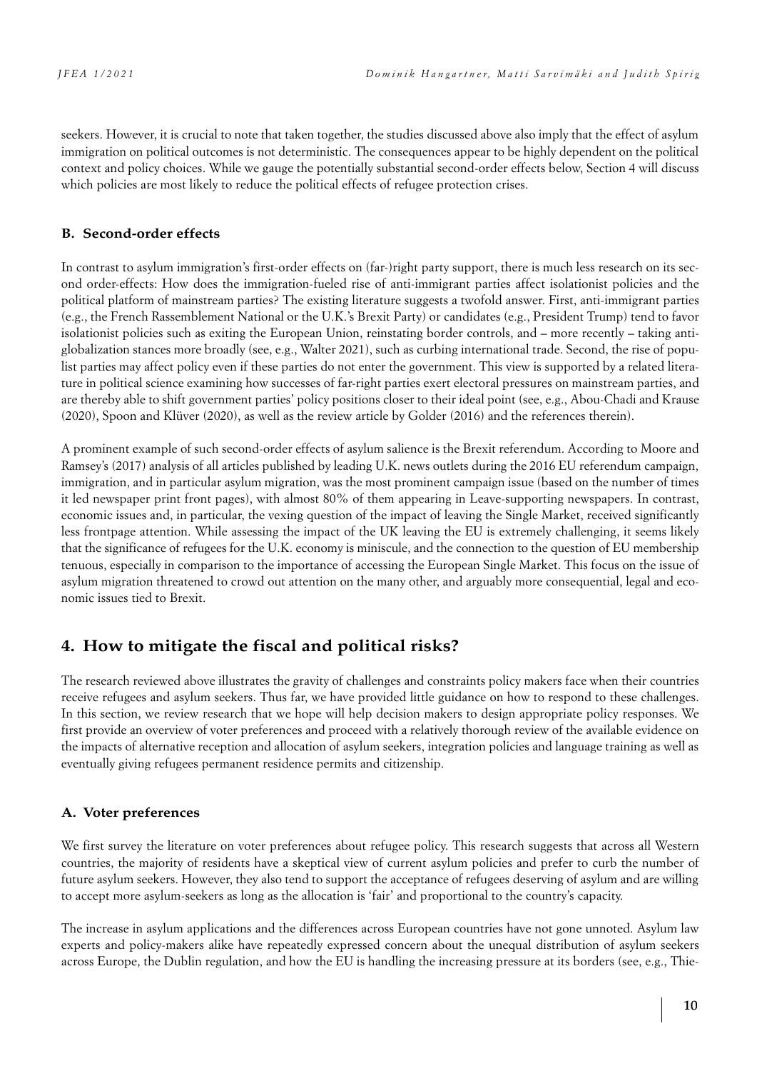seekers. However, it is crucial to note that taken together, the studies discussed above also imply that the effect of asylum immigration on political outcomes is not deterministic. The consequences appear to be highly dependent on the political context and policy choices. While we gauge the potentially substantial second-order effects below, Section 4 will discuss which policies are most likely to reduce the political effects of refugee protection crises.

### B. Second-order effects

In contrast to asylum immigration's first-order effects on (far-)right party support, there is much less research on its second order-effects: How does the immigration-fueled rise of anti-immigrant parties affect isolationist policies and the political platform of mainstream parties? The existing literature suggests a twofold answer. First, anti-immigrant parties (e.g., the French Rassemblement National or the U.K.'s Brexit Party) or candidates (e.g., President Trump) tend to favor isolationist policies such as exiting the European Union, reinstating border controls, and – more recently – taking anti-globalization stances more broadly (see, e.g., Walter 2021), such as curbing international trade. Second, the rise of populist parties may affect policy even if these parties do not enter the government. This view is supported by a related literature in political science examining how successes of far-right parties exert electoral pressures on mainstream parties, and are thereby able to shift government parties' policy positions closer to their ideal point (see, e.g., Abou-Chadi and Krause (2020), Spoon and Klüver (2020), as well as the review article by Golder (2016) and the references therein).

A prominent example of such second-order effects of asylum salience is the Brexit referendum. According to Moore and Ramsey's (2017) analysis of all articles published by leading U.K. news outlets during the 2016 EU referendum campaign, immigration, and in particular asylum migration, was the most prominent campaign issue (based on the number of times it led newspaper print front pages), with almost 80% of them appearing in Leave-supporting newspapers. In contrast, economic issues and, in particular, the vexing question of the impact of leaving the Single Market, received significantly less frontpage attention. While assessing the impact of the UK leaving the EU is extremely challenging, it seems likely that the significance of refugees for the U.K. economy is miniscule, and the connection to the question of EU membership tenuous, especially in comparison to the importance of accessing the European Single Market. This focus on the issue of asylum migration threatened to crowd out attention on the many other, and arguably more consequential, legal and economic issues tied to Brexit.

## 4. How to mitigate the fiscal and political risks?

The research reviewed above illustrates the gravity of challenges and constraints policy makers face when their countries receive refugees and asylum seekers. Thus far, we have provided little guidance on how to respond to these challenges. In this section, we review research that we hope will help decision makers to design appropriate policy responses. We first provide an overview of voter preferences and proceed with a relatively thorough review of the available evidence on the impacts of alternative reception and allocation of asylum seekers, integration policies and language training as well as eventually giving refugees permanent residence permits and citizenship.

### A. Voter preferences

We first survey the literature on voter preferences about refugee policy. This research suggests that across all Western countries, the majority of residents have a skeptical view of current asylum policies and prefer to curb the number of future asylum seekers. However, they also tend to support the acceptance of refugees deserving of asylum and are willing to accept more asylum-seekers as long as the allocation is 'fair' and proportional to the country's capacity.

The increase in asylum applications and the differences across European countries have not gone unnoted. Asylum law experts and policy-makers alike have repeatedly expressed concern about the unequal distribution of asylum seekers across Europe, the Dublin regulation, and how the EU is handling the increasing pressure at its borders (see, e.g., Thie-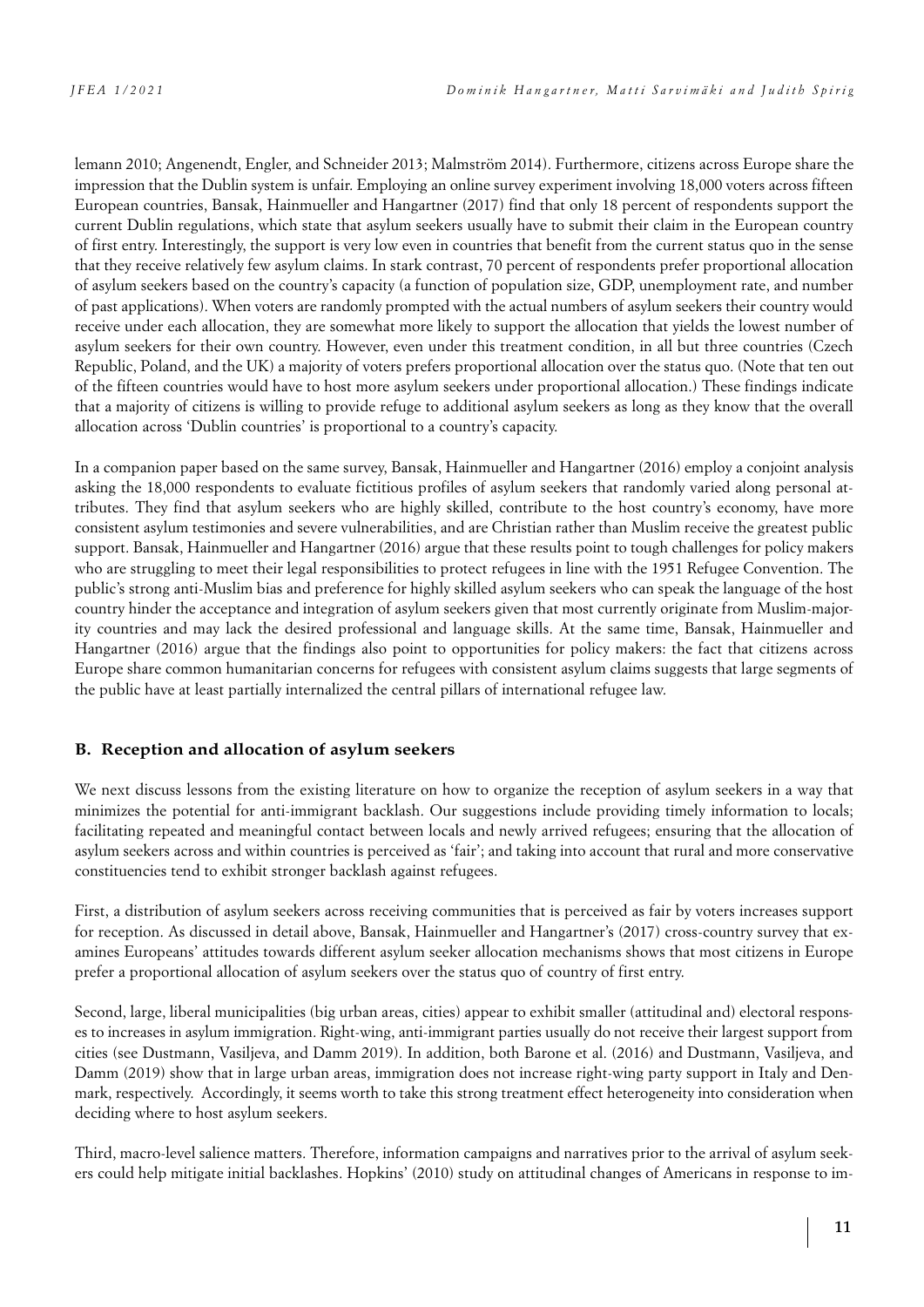lemann 2010; Angenendt, Engler, and Schneider 2013; Malmström 2014). Furthermore, citizens across Europe share the impression that the Dublin system is unfair. Employing an online survey experiment involving 18,000 voters across fifteen European countries, Bansak, Hainmueller and Hangartner (2017) find that only 18 percent of respondents support the current Dublin regulations, which state that asylum seekers usually have to submit their claim in the European country of first entry. Interestingly, the support is very low even in countries that benefit from the current status quo in the sense that they receive relatively few asylum claims. In stark contrast, 70 percent of respondents prefer proportional allocation of asylum seekers based on the country's capacity (a function of population size, GDP, unemployment rate, and number of past applications). When voters are randomly prompted with the actual numbers of asylum seekers their country would receive under each allocation, they are somewhat more likely to support the allocation that yields the lowest number of asylum seekers for their own country. However, even under this treatment condition, in all but three countries (Czech Republic, Poland, and the UK) a majority of voters prefers proportional allocation over the status quo. (Note that ten out of the fifteen countries would have to host more asylum seekers under proportional allocation.) These findings indicate that a majority of citizens is willing to provide refuge to additional asylum seekers as long as they know that the overall allocation across 'Dublin countries' is proportional to a country's capacity.

In a companion paper based on the same survey, Bansak, Hainmueller and Hangartner (2016) employ a conjoint analysis asking the 18,000 respondents to evaluate fictitious profiles of asylum seekers that randomly varied along personal attributes. They find that asylum seekers who are highly skilled, contribute to the host country's economy, have more consistent asylum testimonies and severe vulnerabilities, and are Christian rather than Muslim receive the greatest public support. Bansak, Hainmueller and Hangartner (2016) argue that these results point to tough challenges for policy makers who are struggling to meet their legal responsibilities to protect refugees in line with the 1951 Refugee Convention. The public's strong anti-Muslim bias and preference for highly skilled asylum seekers who can speak the language of the host country hinder the acceptance and integration of asylum seekers given that most currently originate from Muslim-majority countries and may lack the desired professional and language skills. At the same time, Bansak, Hainmueller and Hangartner (2016) argue that the findings also point to opportunities for policy makers: the fact that citizens across Europe share common humanitarian concerns for refugees with consistent asylum claims suggests that large segments of the public have at least partially internalized the central pillars of international refugee law.

## B. Reception and allocation of asylum seekers

We next discuss lessons from the existing literature on how to organize the reception of asylum seekers in a way that minimizes the potential for anti-immigrant backlash. Our suggestions include providing timely information to locals; facilitating repeated and meaningful contact between locals and newly arrived refugees; ensuring that the allocation of asylum seekers across and within countries is perceived as 'fair'; and taking into account that rural and more conservative constituencies tend to exhibit stronger backlash against refugees.

First, a distribution of asylum seekers across receiving communities that is perceived as fair by voters increases support for reception. As discussed in detail above, Bansak, Hainmueller and Hangartner's (2017) cross-country survey that examines Europeans' attitudes towards different asylum seeker allocation mechanisms shows that most citizens in Europe prefer a proportional allocation of asylum seekers over the status quo of country of first entry.

Second, large, liberal municipalities (big urban areas, cities) appear to exhibit smaller (attitudinal and) electoral responses to increases in asylum immigration. Right-wing, anti-immigrant parties usually do not receive their largest support from cities (see Dustmann, Vasiljeva, and Damm 2019). In addition, both Barone et al. (2016) and Dustmann, Vasiljeva, and Damm (2019) show that in large urban areas, immigration does not increase right-wing party support in Italy and Denmark, respectively. Accordingly, it seems worth to take this strong treatment effect heterogeneity into consideration when deciding where to host asylum seekers.

Third, macro-level salience matters. Therefore, information campaigns and narratives prior to the arrival of asylum seekers could help mitigate initial backlashes. Hopkins' (2010) study on attitudinal changes of Americans in response to im-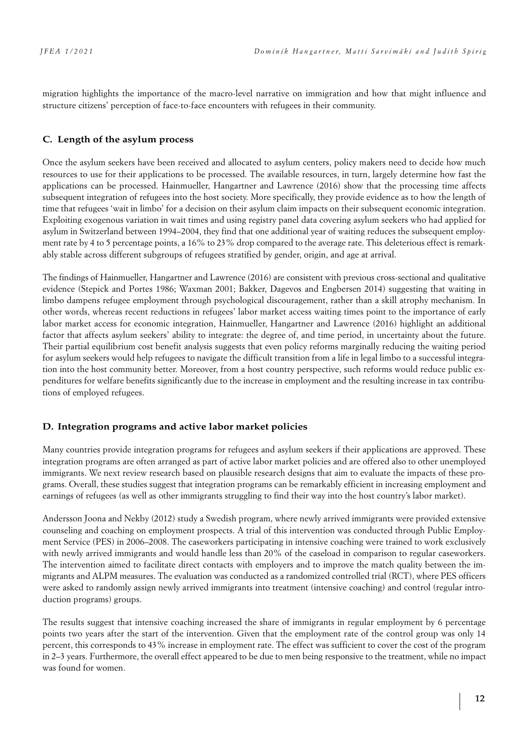migration highlights the importance of the macro-level narrative on immigration and how that might influence and structure citizens' perception of face-to-face encounters with refugees in their community.

### C. Length of the asylum process

Once the asylum seekers have been received and allocated to asylum centers, policy makers need to decide how much resources to use for their applications to be processed. The available resources, in turn, largely determine how fast the applications can be processed. Hainmueller, Hangartner and Lawrence (2016) show that the processing time affects subsequent integration of refugees into the host society. More specifically, they provide evidence as to how the length of time that refugees 'wait in limbo' for a decision on their asylum claim impacts on their subsequent economic integration. Exploiting exogenous variation in wait times and using registry panel data covering asylum seekers who had applied for asylum in Switzerland between 1994–2004, they find that one additional year of waiting reduces the subsequent employment rate by 4 to 5 percentage points, a 16% to 23% drop compared to the average rate. This deleterious effect is remarkably stable across different subgroups of refugees stratified by gender, origin, and age at arrival.

The findings of Hainmueller, Hangartner and Lawrence (2016) are consistent with previous cross-sectional and qualitative evidence (Stepick and Portes 1986; Waxman 2001; Bakker, Dagevos and Engbersen 2014) suggesting that waiting in limbo dampens refugee employment through psychological discouragement, rather than a skill atrophy mechanism. In other words, whereas recent reductions in refugees' labor market access waiting times point to the importance of early labor market access for economic integration, Hainmueller, Hangartner and Lawrence (2016) highlight an additional factor that affects asylum seekers' ability to integrate: the degree of, and time period, in uncertainty about the future. Their partial equilibrium cost benefit analysis suggests that even policy reforms marginally reducing the waiting period for asylum seekers would help refugees to navigate the difficult transition from a life in legal limbo to a successful integration into the host community better. Moreover, from a host country perspective, such reforms would reduce public expenditures for welfare benefits significantly due to the increase in employment and the resulting increase in tax contributions of employed refugees.

### D. Integration programs and active labor market policies

Many countries provide integration programs for refugees and asylum seekers if their applications are approved. These integration programs are often arranged as part of active labor market policies and are offered also to other unemployed immigrants. We next review research based on plausible research designs that aim to evaluate the impacts of these programs. Overall, these studies suggest that integration programs can be remarkably efficient in increasing employment and earnings of refugees (as well as other immigrants struggling to find their way into the host country's labor market).

Andersson Joona and Nekby (2012) study a Swedish program, where newly arrived immigrants were provided extensive counseling and coaching on employment prospects. A trial of this intervention was conducted through Public Employment Service (PES) in 2006–2008. The caseworkers participating in intensive coaching were trained to work exclusively with newly arrived immigrants and would handle less than 20% of the caseload in comparison to regular caseworkers. The intervention aimed to facilitate direct contacts with employers and to improve the match quality between the immigrants and ALPM measures. The evaluation was conducted as a randomized controlled trial (RCT), where PES officers were asked to randomly assign newly arrived immigrants into treatment (intensive coaching) and control (regular introduction programs) groups.

The results suggest that intensive coaching increased the share of immigrants in regular employment by 6 percentage points two years after the start of the intervention. Given that the employment rate of the control group was only 14 percent, this corresponds to 43% increase in employment rate. The effect was sufficient to cover the cost of the program in 2–3 years. Furthermore, the overall effect appeared to be due to men being responsive to the treatment, while no impact was found for women.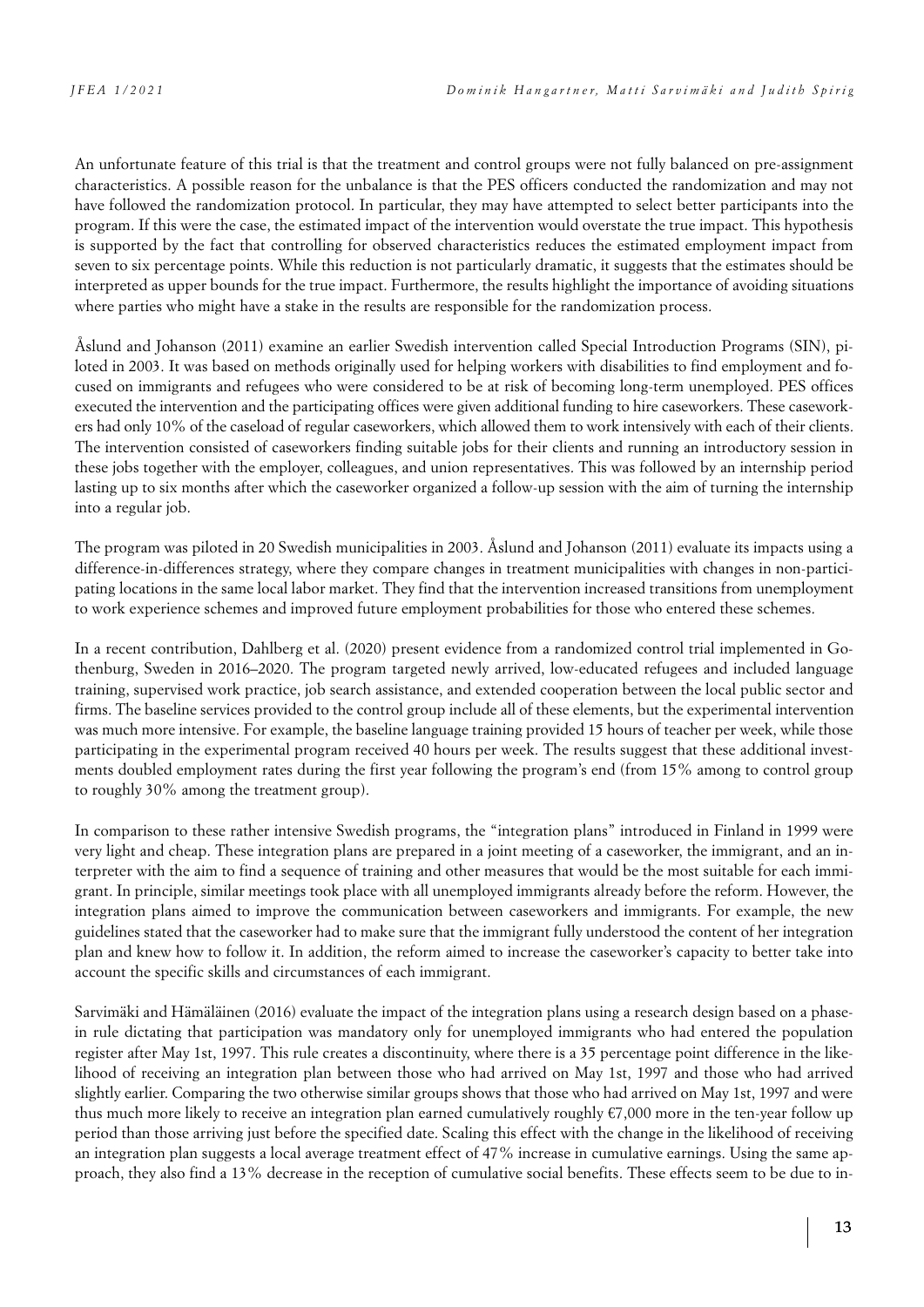An unfortunate feature of this trial is that the treatment and control groups were not fully balanced on pre-assignment characteristics. A possible reason for the unbalance is that the PES officers conducted the randomization and may not have followed the randomization protocol. In particular, they may have attempted to select better participants into the program. If this were the case, the estimated impact of the intervention would overstate the true impact. This hypothesis is supported by the fact that controlling for observed characteristics reduces the estimated employment impact from seven to six percentage points. While this reduction is not particularly dramatic, it suggests that the estimates should be interpreted as upper bounds for the true impact. Furthermore, the results highlight the importance of avoiding situations where parties who might have a stake in the results are responsible for the randomization process.

Åslund and Johanson (2011) examine an earlier Swedish intervention called Special Introduction Programs (SIN), piloted in 2003. It was based on methods originally used for helping workers with disabilities to find employment and focused on immigrants and refugees who were considered to be at risk of becoming long-term unemployed. PES offices executed the intervention and the participating offices were given additional funding to hire caseworkers. These caseworkers had only 10% of the caseload of regular caseworkers, which allowed them to work intensively with each of their clients. The intervention consisted of caseworkers finding suitable jobs for their clients and running an introductory session in these jobs together with the employer, colleagues, and union representatives. This was followed by an internship period lasting up to six months after which the caseworker organized a follow-up session with the aim of turning the internship into a regular job.

The program was piloted in 20 Swedish municipalities in 2003. Åslund and Johanson (2011) evaluate its impacts using a difference-in-differences strategy, where they compare changes in treatment municipalities with changes in non-participating locations in the same local labor market. They find that the intervention increased transitions from unemployment to work experience schemes and improved future employment probabilities for those who entered these schemes.

In a recent contribution, Dahlberg et al. (2020) present evidence from a randomized control trial implemented in Gothenburg, Sweden in 2016–2020. The program targeted newly arrived, low-educated refugees and included language training, supervised work practice, job search assistance, and extended cooperation between the local public sector and firms. The baseline services provided to the control group include all of these elements, but the experimental intervention was much more intensive. For example, the baseline language training provided 15 hours of teacher per week, while those participating in the experimental program received 40 hours per week. The results suggest that these additional investments doubled employment rates during the first year following the program's end (from 15% among to control group to roughly 30% among the treatment group).

In comparison to these rather intensive Swedish programs, the "integration plans" introduced in Finland in 1999 were very light and cheap. These integration plans are prepared in a joint meeting of a caseworker, the immigrant, and an interpreter with the aim to find a sequence of training and other measures that would be the most suitable for each immigrant. In principle, similar meetings took place with all unemployed immigrants already before the reform. However, the integration plans aimed to improve the communication between caseworkers and immigrants. For example, the new guidelines stated that the caseworker had to make sure that the immigrant fully understood the content of her integration plan and knew how to follow it. In addition, the reform aimed to increase the caseworker's capacity to better take into account the specific skills and circumstances of each immigrant.

Sarvimäki and Hämäläinen (2016) evaluate the impact of the integration plans using a research design based on a phase-in rule dictating that participation was mandatory only for unemployed immigrants who had entered the population register after May 1st, 1997. This rule creates a discontinuity, where there is a 35 percentage point difference in the likelihood of receiving an integration plan between those who had arrived on May 1st, 1997 and those who had arrived slightly earlier. Comparing the two otherwise similar groups shows that those who had arrived on May 1st, 1997 and were thus much more likely to receive an integration plan earned cumulatively roughly €7,000 more in the ten-year follow up period than those arriving just before the specified date. Scaling this effect with the change in the likelihood of receiving an integration plan suggests a local average treatment effect of 47% increase in cumulative earnings. Using the same approach, they also find a 13% decrease in the reception of cumulative social benefits. These effects seem to be due to in-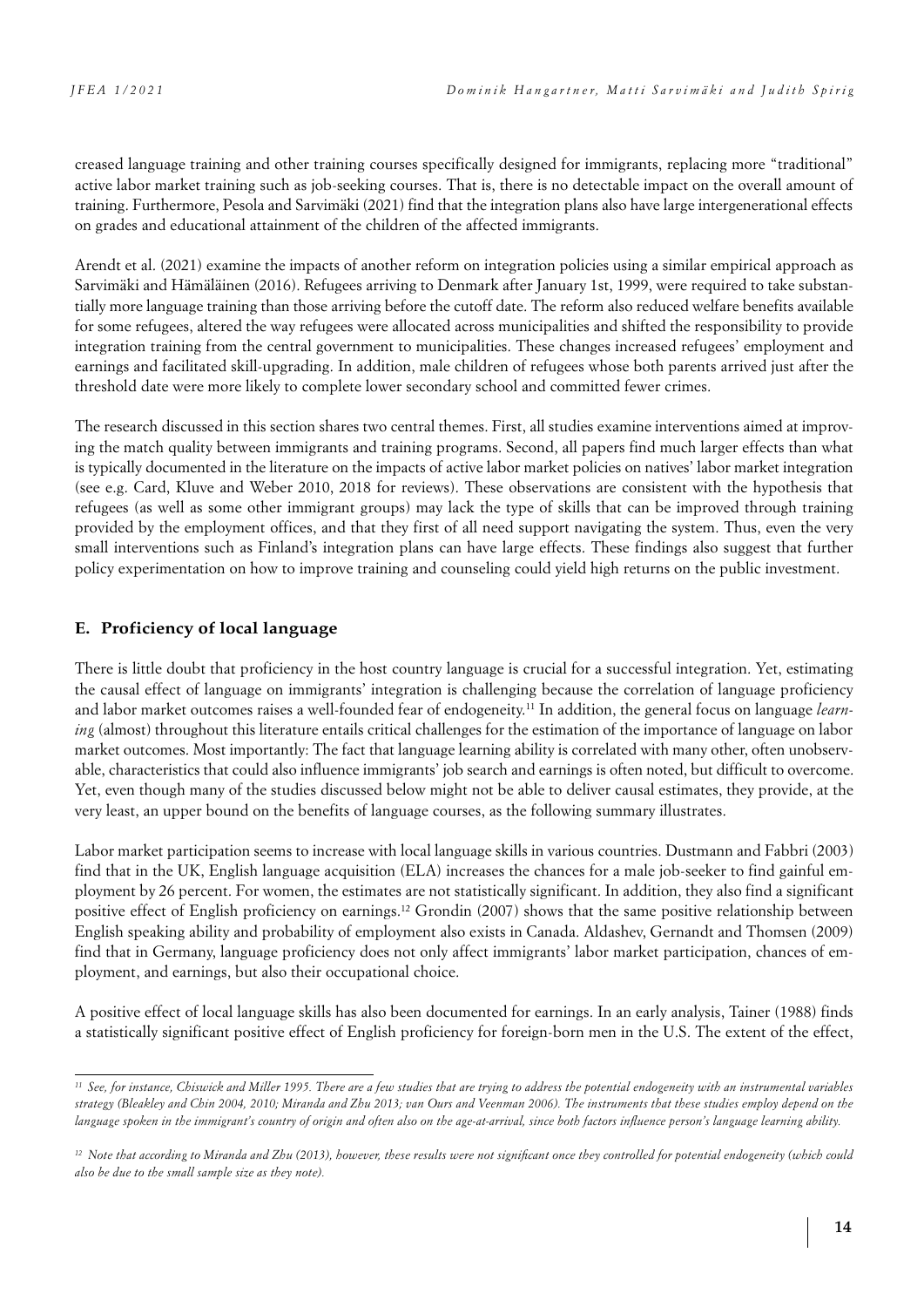creased language training and other training courses specifically designed for immigrants, replacing more "traditional" active labor market training such as job-seeking courses. That is, there is no detectable impact on the overall amount of training. Furthermore, Pesola and Sarvimäki (2021) find that the integration plans also have large intergenerational effects on grades and educational attainment of the children of the affected immigrants.

Arendt et al. (2021) examine the impacts of another reform on integration policies using a similar empirical approach as Sarvimäki and Hämäläinen (2016). Refugees arriving to Denmark after January 1st, 1999, were required to take substantially more language training than those arriving before the cutoff date. The reform also reduced welfare benefits available for some refugees, altered the way refugees were allocated across municipalities and shifted the responsibility to provide integration training from the central government to municipalities. These changes increased refugees' employment and earnings and facilitated skill-upgrading. In addition, male children of refugees whose both parents arrived just after the threshold date were more likely to complete lower secondary school and committed fewer crimes.

The research discussed in this section shares two central themes. First, all studies examine interventions aimed at improving the match quality between immigrants and training programs. Second, all papers find much larger effects than what is typically documented in the literature on the impacts of active labor market policies on natives' labor market integration (see e.g. Card, Kluve and Weber 2010, 2018 for reviews). These observations are consistent with the hypothesis that refugees (as well as some other immigrant groups) may lack the type of skills that can be improved through training provided by the employment offices, and that they first of all need support navigating the system. Thus, even the very small interventions such as Finland's integration plans can have large effects. These findings also suggest that further policy experimentation on how to improve training and counseling could yield high returns on the public investment.

### E. Proficiency of local language

There is little doubt that proficiency in the host country language is crucial for a successful integration. Yet, estimating the causal effect of language on immigrants' integration is challenging because the correlation of language proficiency and labor market outcomes raises a well-founded fear of endogeneity.[11] In addition, the general focus on language *learning* (almost) throughout this literature entails critical challenges for the estimation of the importance of language on labor market outcomes. Most importantly: The fact that language learning ability is correlated with many other, often unobservable, characteristics that could also influence immigrants' job search and earnings is often noted, but difficult to overcome. Yet, even though many of the studies discussed below might not be able to deliver causal estimates, they provide, at the very least, an upper bound on the benefits of language courses, as the following summary illustrates.

Labor market participation seems to increase with local language skills in various countries. Dustmann and Fabbri (2003) find that in the UK, English language acquisition (ELA) increases the chances for a male job-seeker to find gainful employment by 26 percent. For women, the estimates are not statistically significant. In addition, they also find a significant positive effect of English proficiency on earnings.[12] Grondin (2007) shows that the same positive relationship between English speaking ability and probability of employment also exists in Canada. Aldashev, Gernandt and Thomsen (2009) find that in Germany, language proficiency does not only affect immigrants' labor market participation, chances of employment, and earnings, but also their occupational choice.

A positive effect of local language skills has also been documented for earnings. In an early analysis, Tainer (1988) finds a statistically significant positive effect of English proficiency for foreign-born men in the U.S. The extent of the effect,

---

*[11] See, for instance, Chiswick and Miller 1995. There are a few studies that are trying to address the potential endogeneity with an instrumental variables strategy (Bleakley and Chin 2004, 2010; Miranda and Zhu 2013; van Ours and Veenman 2006). The instruments that these studies employ depend on the language spoken in the immigrant's country of origin and often also on the age-at-arrival, since both factors influence person's language learning ability.*

*[12] Note that according to Miranda and Zhu (2013), however, these results were not significant once they controlled for potential endogeneity (which could also be due to the small sample size as they note).*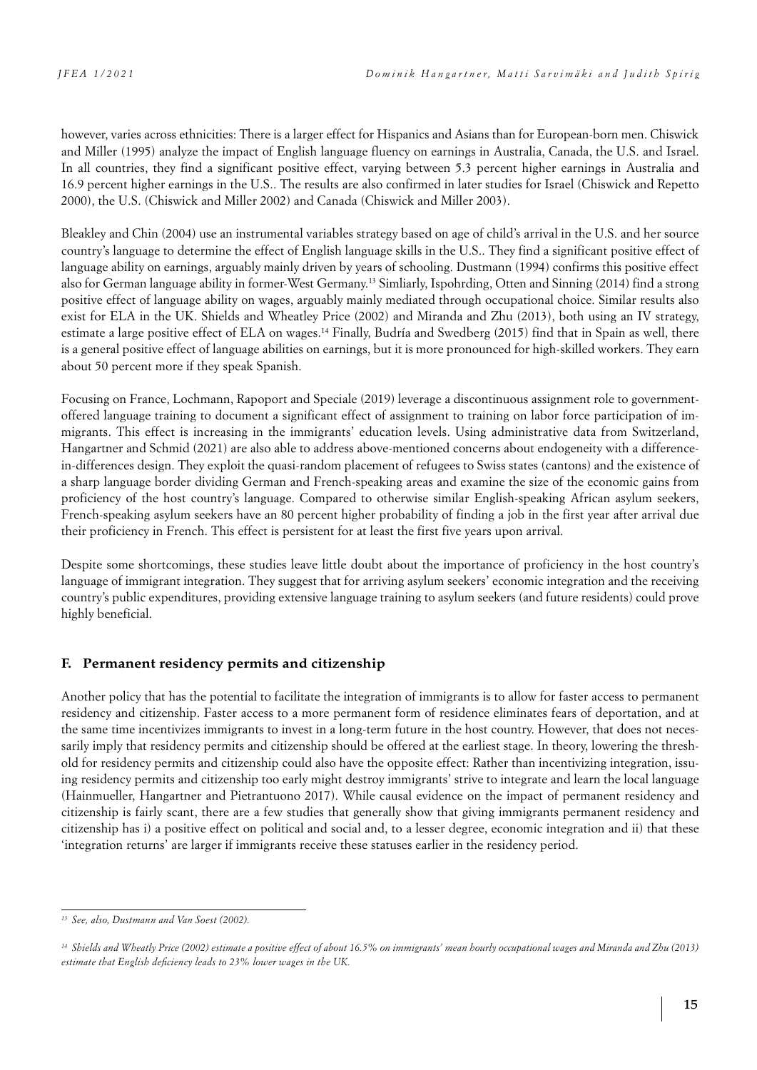however, varies across ethnicities: There is a larger effect for Hispanics and Asians than for European-born men. Chiswick and Miller (1995) analyze the impact of English language fluency on earnings in Australia, Canada, the U.S. and Israel. In all countries, they find a significant positive effect, varying between 5.3 percent higher earnings in Australia and 16.9 percent higher earnings in the U.S.. The results are also confirmed in later studies for Israel (Chiswick and Repetto 2000), the U.S. (Chiswick and Miller 2002) and Canada (Chiswick and Miller 2003).

Bleakley and Chin (2004) use an instrumental variables strategy based on age of child's arrival in the U.S. and her source country's language to determine the effect of English language skills in the U.S.. They find a significant positive effect of language ability on earnings, arguably mainly driven by years of schooling. Dustmann (1994) confirms this positive effect also for German language ability in former-West Germany.[13] Simliarly, Ispohrding, Otten and Sinning (2014) find a strong positive effect of language ability on wages, arguably mainly mediated through occupational choice. Similar results also exist for ELA in the UK. Shields and Wheatley Price (2002) and Miranda and Zhu (2013), both using an IV strategy, estimate a large positive effect of ELA on wages.[14] Finally, Budría and Swedberg (2015) find that in Spain as well, there is a general positive effect of language abilities on earnings, but it is more pronounced for high-skilled workers. They earn about 50 percent more if they speak Spanish.

Focusing on France, Lochmann, Rapoport and Speciale (2019) leverage a discontinuous assignment role to government-offered language training to document a significant effect of assignment to training on labor force participation of immigrants. This effect is increasing in the immigrants' education levels. Using administrative data from Switzerland, Hangartner and Schmid (2021) are also able to address above-mentioned concerns about endogeneity with a difference-in-differences design. They exploit the quasi-random placement of refugees to Swiss states (cantons) and the existence of a sharp language border dividing German and French-speaking areas and examine the size of the economic gains from proficiency of the host country's language. Compared to otherwise similar English-speaking African asylum seekers, French-speaking asylum seekers have an 80 percent higher probability of finding a job in the first year after arrival due their proficiency in French. This effect is persistent for at least the first five years upon arrival.

Despite some shortcomings, these studies leave little doubt about the importance of proficiency in the host country's language of immigrant integration. They suggest that for arriving asylum seekers' economic integration and the receiving country's public expenditures, providing extensive language training to asylum seekers (and future residents) could prove highly beneficial.

## F. Permanent residency permits and citizenship

Another policy that has the potential to facilitate the integration of immigrants is to allow for faster access to permanent residency and citizenship. Faster access to a more permanent form of residence eliminates fears of deportation, and at the same time incentivizes immigrants to invest in a long-term future in the host country. However, that does not necessarily imply that residency permits and citizenship should be offered at the earliest stage. In theory, lowering the threshold for residency permits and citizenship could also have the opposite effect: Rather than incentivizing integration, issuing residency permits and citizenship too early might destroy immigrants' strive to integrate and learn the local language (Hainmueller, Hangartner and Pietrantuono 2017). While causal evidence on the impact of permanent residency and citizenship is fairly scant, there are a few studies that generally show that giving immigrants permanent residency and citizenship has i) a positive effect on political and social and, to a lesser degree, economic integration and ii) that these 'integration returns' are larger if immigrants receive these statuses earlier in the residency period.

---

[13] *See, also, Dustmann and Van Soest (2002).*

[14] *Shields and Wheatly Price (2002) estimate a positive effect of about 16.5% on immigrants' mean hourly occupational wages and Miranda and Zhu (2013) estimate that English deficiency leads to 23% lower wages in the UK.*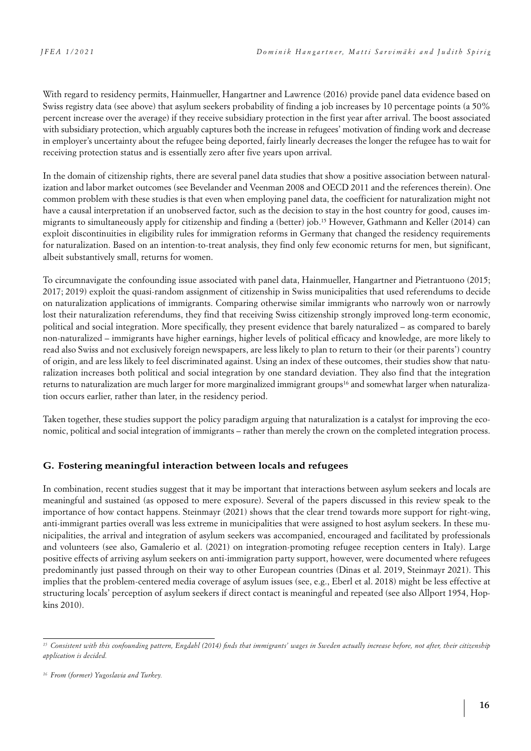With regard to residency permits, Hainmueller, Hangartner and Lawrence (2016) provide panel data evidence based on Swiss registry data (see above) that asylum seekers probability of finding a job increases by 10 percentage points (a 50% percent increase over the average) if they receive subsidiary protection in the first year after arrival. The boost associated with subsidiary protection, which arguably captures both the increase in refugees' motivation of finding work and decrease in employer's uncertainty about the refugee being deported, fairly linearly decreases the longer the refugee has to wait for receiving protection status and is essentially zero after five years upon arrival.

In the domain of citizenship rights, there are several panel data studies that show a positive association between naturalization and labor market outcomes (see Bevelander and Veenman 2008 and OECD 2011 and the references therein). One common problem with these studies is that even when employing panel data, the coefficient for naturalization might not have a causal interpretation if an unobserved factor, such as the decision to stay in the host country for good, causes immigrants to simultaneously apply for citizenship and finding a (better) job.[15] However, Gathmann and Keller (2014) can exploit discontinuities in eligibility rules for immigration reforms in Germany that changed the residency requirements for naturalization. Based on an intention-to-treat analysis, they find only few economic returns for men, but significant, albeit substantively small, returns for women.

To circumnavigate the confounding issue associated with panel data, Hainmueller, Hangartner and Pietrantuono (2015; 2017; 2019) exploit the quasi-random assignment of citizenship in Swiss municipalities that used referendums to decide on naturalization applications of immigrants. Comparing otherwise similar immigrants who narrowly won or narrowly lost their naturalization referendums, they find that receiving Swiss citizenship strongly improved long-term economic, political and social integration. More specifically, they present evidence that barely naturalized – as compared to barely non-naturalized – immigrants have higher earnings, higher levels of political efficacy and knowledge, are more likely to read also Swiss and not exclusively foreign newspapers, are less likely to plan to return to their (or their parents') country of origin, and are less likely to feel discriminated against. Using an index of these outcomes, their studies show that naturalization increases both political and social integration by one standard deviation. They also find that the integration returns to naturalization are much larger for more marginalized immigrant groups[16] and somewhat larger when naturalization occurs earlier, rather than later, in the residency period.

Taken together, these studies support the policy paradigm arguing that naturalization is a catalyst for improving the economic, political and social integration of immigrants – rather than merely the crown on the completed integration process.

## G. Fostering meaningful interaction between locals and refugees

In combination, recent studies suggest that it may be important that interactions between asylum seekers and locals are meaningful and sustained (as opposed to mere exposure). Several of the papers discussed in this review speak to the importance of how contact happens. Steinmayr (2021) shows that the clear trend towards more support for right-wing, anti-immigrant parties overall was less extreme in municipalities that were assigned to host asylum seekers. In these municipalities, the arrival and integration of asylum seekers was accompanied, encouraged and facilitated by professionals and volunteers (see also, Gamalerio et al. (2021) on integration-promoting refugee reception centers in Italy). Large positive effects of arriving asylum seekers on anti-immigration party support, however, were documented where refugees predominantly just passed through on their way to other European countries (Dinas et al. 2019, Steinmayr 2021). This implies that the problem-centered media coverage of asylum issues (see, e.g., Eberl et al. 2018) might be less effective at structuring locals' perception of asylum seekers if direct contact is meaningful and repeated (see also Allport 1954, Hopkins 2010).

---

[15] *Consistent with this confounding pattern, Engdahl (2014) finds that immigrants' wages in Sweden actually increase before, not after, their citizenship application is decided.*

[16] *From (former) Yugoslavia and Turkey.*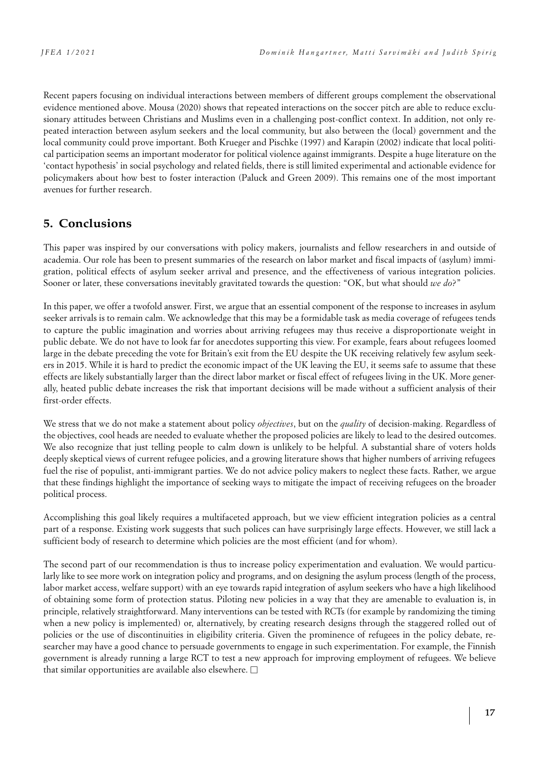Recent papers focusing on individual interactions between members of different groups complement the observational evidence mentioned above. Mousa (2020) shows that repeated interactions on the soccer pitch are able to reduce exclusionary attitudes between Christians and Muslims even in a challenging post-conflict context. In addition, not only repeated interaction between asylum seekers and the local community, but also between the (local) government and the local community could prove important. Both Krueger and Pischke (1997) and Karapin (2002) indicate that local political participation seems an important moderator for political violence against immigrants. Despite a huge literature on the 'contact hypothesis' in social psychology and related fields, there is still limited experimental and actionable evidence for policymakers about how best to foster interaction (Paluck and Green 2009). This remains one of the most important avenues for further research.

## 5. Conclusions

This paper was inspired by our conversations with policy makers, journalists and fellow researchers in and outside of academia. Our role has been to present summaries of the research on labor market and fiscal impacts of (asylum) immigration, political effects of asylum seeker arrival and presence, and the effectiveness of various integration policies. Sooner or later, these conversations inevitably gravitated towards the question: "OK, but what should *we do*?"

In this paper, we offer a twofold answer. First, we argue that an essential component of the response to increases in asylum seeker arrivals is to remain calm. We acknowledge that this may be a formidable task as media coverage of refugees tends to capture the public imagination and worries about arriving refugees may thus receive a disproportionate weight in public debate. We do not have to look far for anecdotes supporting this view. For example, fears about refugees loomed large in the debate preceding the vote for Britain's exit from the EU despite the UK receiving relatively few asylum seekers in 2015. While it is hard to predict the economic impact of the UK leaving the EU, it seems safe to assume that these effects are likely substantially larger than the direct labor market or fiscal effect of refugees living in the UK. More generally, heated public debate increases the risk that important decisions will be made without a sufficient analysis of their first-order effects.

We stress that we do not make a statement about policy *objectives*, but on the *quality* of decision-making. Regardless of the objectives, cool heads are needed to evaluate whether the proposed policies are likely to lead to the desired outcomes. We also recognize that just telling people to calm down is unlikely to be helpful. A substantial share of voters holds deeply skeptical views of current refugee policies, and a growing literature shows that higher numbers of arriving refugees fuel the rise of populist, anti-immigrant parties. We do not advice policy makers to neglect these facts. Rather, we argue that these findings highlight the importance of seeking ways to mitigate the impact of receiving refugees on the broader political process.

Accomplishing this goal likely requires a multifaceted approach, but we view efficient integration policies as a central part of a response. Existing work suggests that such polices can have surprisingly large effects. However, we still lack a sufficient body of research to determine which policies are the most efficient (and for whom).

The second part of our recommendation is thus to increase policy experimentation and evaluation. We would particularly like to see more work on integration policy and programs, and on designing the asylum process (length of the process, labor market access, welfare support) with an eye towards rapid integration of asylum seekers who have a high likelihood of obtaining some form of protection status. Piloting new policies in a way that they are amenable to evaluation is, in principle, relatively straightforward. Many interventions can be tested with RCTs (for example by randomizing the timing when a new policy is implemented) or, alternatively, by creating research designs through the staggered rolled out of policies or the use of discontinuities in eligibility criteria. Given the prominence of refugees in the policy debate, researcher may have a good chance to persuade governments to engage in such experimentation. For example, the Finnish government is already running a large RCT to test a new approach for improving employment of refugees. We believe that similar opportunities are available also elsewhere. □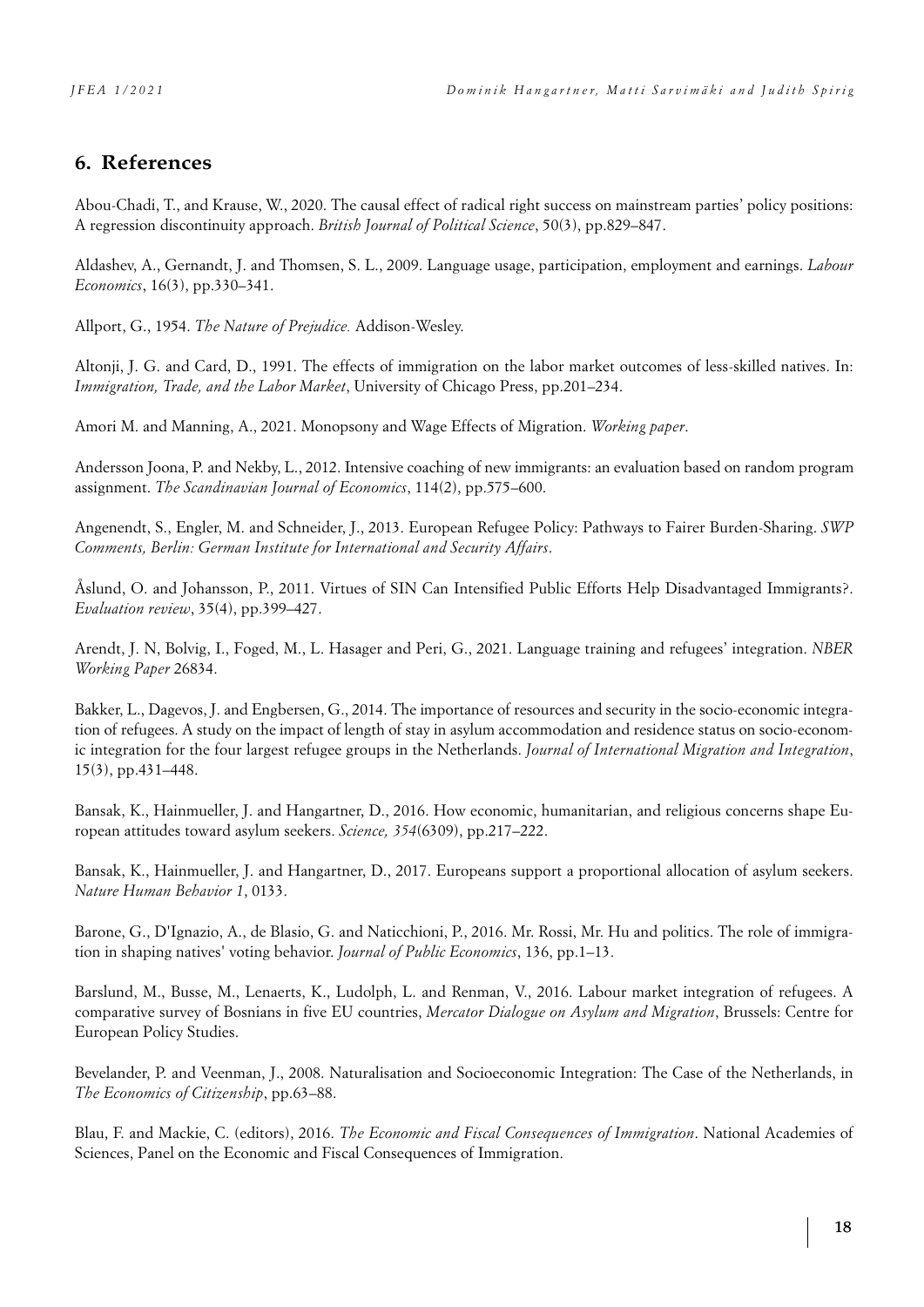## 6. References

Abou-Chadi, T., and Krause, W., 2020. The causal effect of radical right success on mainstream parties' policy positions: A regression discontinuity approach. *British Journal of Political Science*, 50(3), pp.829–847.

Aldashev, A., Gernandt, J. and Thomsen, S. L., 2009. Language usage, participation, employment and earnings. *Labour Economics*, 16(3), pp.330–341.

Allport, G., 1954. *The Nature of Prejudice.* Addison-Wesley.

Altonji, J. G. and Card, D., 1991. The effects of immigration on the labor market outcomes of less-skilled natives. In: *Immigration, Trade, and the Labor Market*, University of Chicago Press, pp.201–234.

Amori M. and Manning, A., 2021. Monopsony and Wage Effects of Migration. *Working paper*.

Andersson Joona, P. and Nekby, L., 2012. Intensive coaching of new immigrants: an evaluation based on random program assignment. *The Scandinavian Journal of Economics*, 114(2), pp.575–600.

Angenendt, S., Engler, M. and Schneider, J., 2013. European Refugee Policy: Pathways to Fairer Burden-Sharing. *SWP Comments, Berlin: German Institute for International and Security Affairs*.

Åslund, O. and Johansson, P., 2011. Virtues of SIN Can Intensified Public Efforts Help Disadvantaged Immigrants?. *Evaluation review*, 35(4), pp.399–427.

Arendt, J. N, Bolvig, I., Foged, M., L. Hasager and Peri, G., 2021. Language training and refugees' integration. *NBER Working Paper* 26834.

Bakker, L., Dagevos, J. and Engbersen, G., 2014. The importance of resources and security in the socio-economic integration of refugees. A study on the impact of length of stay in asylum accommodation and residence status on socio-economic integration for the four largest refugee groups in the Netherlands. *Journal of International Migration and Integration*, 15(3), pp.431–448.

Bansak, K., Hainmueller, J. and Hangartner, D., 2016. How economic, humanitarian, and religious concerns shape European attitudes toward asylum seekers. *Science, 354*(6309), pp.217–222.

Bansak, K., Hainmueller, J. and Hangartner, D., 2017. Europeans support a proportional allocation of asylum seekers. *Nature Human Behavior 1*, 0133.

Barone, G., D'Ignazio, A., de Blasio, G. and Naticchioni, P., 2016. Mr. Rossi, Mr. Hu and politics. The role of immigration in shaping natives' voting behavior. *Journal of Public Economics*, 136, pp.1–13.

Barslund, M., Busse, M., Lenaerts, K., Ludolph, L. and Renman, V., 2016. Labour market integration of refugees. A comparative survey of Bosnians in five EU countries, *Mercator Dialogue on Asylum and Migration*, Brussels: Centre for European Policy Studies.

Bevelander, P. and Veenman, J., 2008. Naturalisation and Socioeconomic Integration: The Case of the Netherlands, in *The Economics of Citizenship*, pp.63–88.

Blau, F. and Mackie, C. (editors), 2016. *The Economic and Fiscal Consequences of Immigration*. National Academies of Sciences, Panel on the Economic and Fiscal Consequences of Immigration.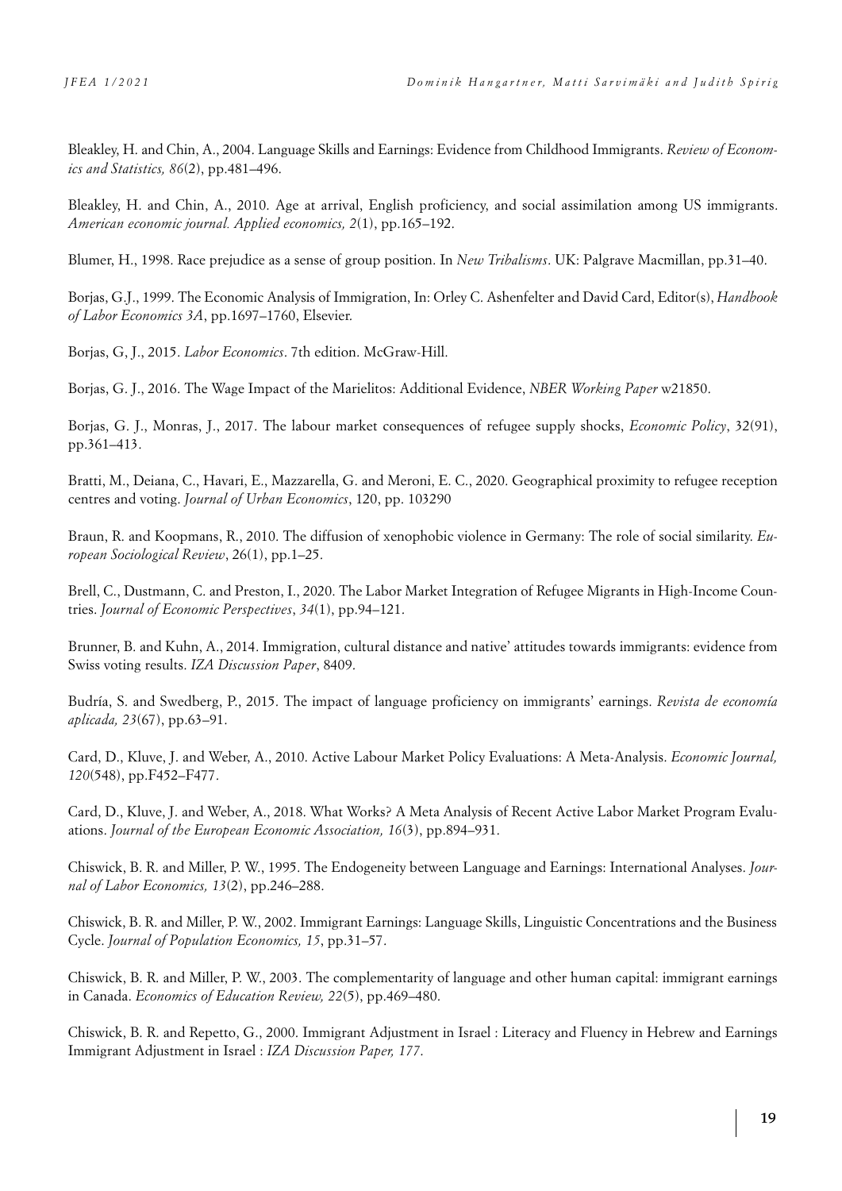Bleakley, H. and Chin, A., 2004. Language Skills and Earnings: Evidence from Childhood Immigrants. *Review of Economics and Statistics, 86*(2), pp.481–496.

Bleakley, H. and Chin, A., 2010. Age at arrival, English proficiency, and social assimilation among US immigrants. *American economic journal. Applied economics, 2*(1), pp.165–192.

Blumer, H., 1998. Race prejudice as a sense of group position. In *New Tribalisms*. UK: Palgrave Macmillan, pp.31–40.

Borjas, G.J., 1999. The Economic Analysis of Immigration, In: Orley C. Ashenfelter and David Card, Editor(s), *Handbook of Labor Economics 3A*, pp.1697–1760, Elsevier.

Borjas, G, J., 2015. *Labor Economics*. 7th edition. McGraw-Hill.

Borjas, G. J., 2016. The Wage Impact of the Marielitos: Additional Evidence, *NBER Working Paper* w21850.

Borjas, G. J., Monras, J., 2017. The labour market consequences of refugee supply shocks, *Economic Policy*, 32(91), pp.361–413.

Bratti, M., Deiana, C., Havari, E., Mazzarella, G. and Meroni, E. C., 2020. Geographical proximity to refugee reception centres and voting. *Journal of Urban Economics*, 120, pp. 103290

Braun, R. and Koopmans, R., 2010. The diffusion of xenophobic violence in Germany: The role of social similarity. *European Sociological Review*, 26(1), pp.1–25.

Brell, C., Dustmann, C. and Preston, I., 2020. The Labor Market Integration of Refugee Migrants in High-Income Countries. *Journal of Economic Perspectives*, *34*(1), pp.94–121.

Brunner, B. and Kuhn, A., 2014. Immigration, cultural distance and native' attitudes towards immigrants: evidence from Swiss voting results. *IZA Discussion Paper*, 8409.

Budría, S. and Swedberg, P., 2015. The impact of language proficiency on immigrants' earnings. *Revista de economía aplicada, 23*(67), pp.63–91.

Card, D., Kluve, J. and Weber, A., 2010. Active Labour Market Policy Evaluations: A Meta-Analysis. *Economic Journal, 120*(548), pp.F452–F477.

Card, D., Kluve, J. and Weber, A., 2018. What Works? A Meta Analysis of Recent Active Labor Market Program Evaluations. *Journal of the European Economic Association, 16*(3), pp.894–931.

Chiswick, B. R. and Miller, P. W., 1995. The Endogeneity between Language and Earnings: International Analyses. *Journal of Labor Economics, 13*(2), pp.246–288.

Chiswick, B. R. and Miller, P. W., 2002. Immigrant Earnings: Language Skills, Linguistic Concentrations and the Business Cycle. *Journal of Population Economics, 15*, pp.31–57.

Chiswick, B. R. and Miller, P. W., 2003. The complementarity of language and other human capital: immigrant earnings in Canada. *Economics of Education Review, 22*(5), pp.469–480.

Chiswick, B. R. and Repetto, G., 2000. Immigrant Adjustment in Israel : Literacy and Fluency in Hebrew and Earnings Immigrant Adjustment in Israel : *IZA Discussion Paper, 177*.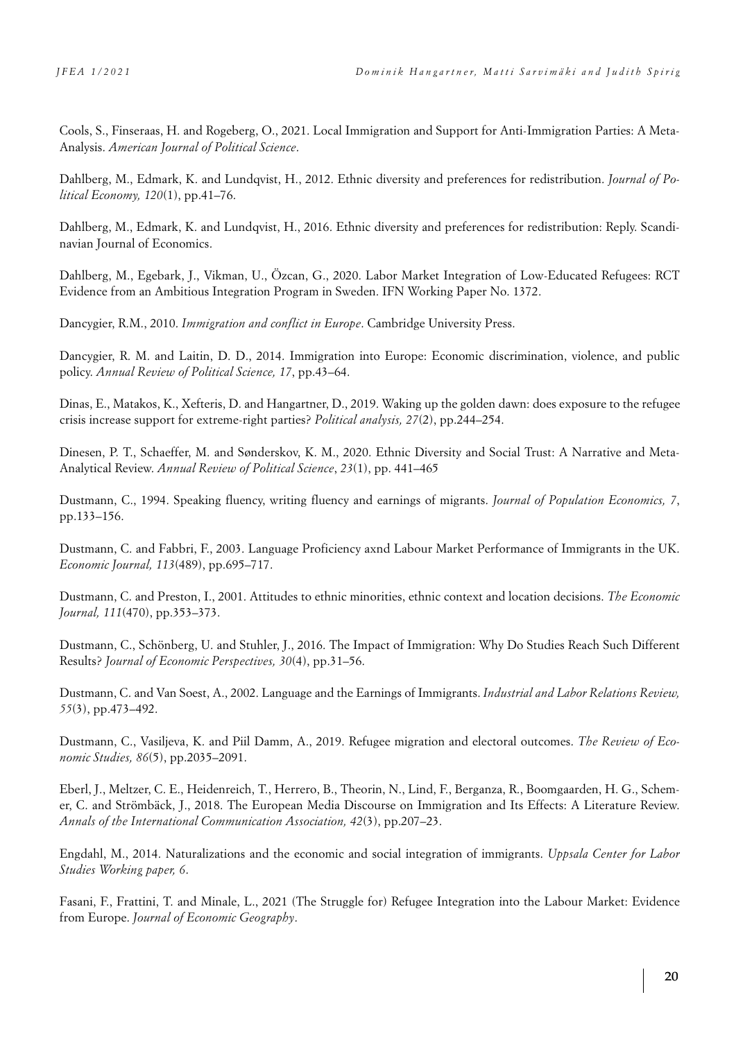Cools, S., Finseraas, H. and Rogeberg, O., 2021. Local Immigration and Support for Anti-Immigration Parties: A Meta-Analysis. *American Journal of Political Science*.

Dahlberg, M., Edmark, K. and Lundqvist, H., 2012. Ethnic diversity and preferences for redistribution. *Journal of Political Economy, 120*(1), pp.41–76.

Dahlberg, M., Edmark, K. and Lundqvist, H., 2016. Ethnic diversity and preferences for redistribution: Reply. Scandinavian Journal of Economics.

Dahlberg, M., Egebark, J., Vikman, U., Özcan, G., 2020. Labor Market Integration of Low-Educated Refugees: RCT Evidence from an Ambitious Integration Program in Sweden. IFN Working Paper No. 1372.

Dancygier, R.M., 2010. *Immigration and conflict in Europe*. Cambridge University Press.

Dancygier, R. M. and Laitin, D. D., 2014. Immigration into Europe: Economic discrimination, violence, and public policy. *Annual Review of Political Science, 17*, pp.43–64.

Dinas, E., Matakos, K., Xefteris, D. and Hangartner, D., 2019. Waking up the golden dawn: does exposure to the refugee crisis increase support for extreme-right parties? *Political analysis, 27*(2), pp.244–254.

Dinesen, P. T., Schaeffer, M. and Sønderskov, K. M., 2020. Ethnic Diversity and Social Trust: A Narrative and Meta-Analytical Review. *Annual Review of Political Science*, *23*(1), pp. 441–465

Dustmann, C., 1994. Speaking fluency, writing fluency and earnings of migrants. *Journal of Population Economics, 7*, pp.133–156.

Dustmann, C. and Fabbri, F., 2003. Language Proficiency axnd Labour Market Performance of Immigrants in the UK. *Economic Journal, 113*(489), pp.695–717.

Dustmann, C. and Preston, I., 2001. Attitudes to ethnic minorities, ethnic context and location decisions. *The Economic Journal, 111*(470), pp.353–373.

Dustmann, C., Schönberg, U. and Stuhler, J., 2016. The Impact of Immigration: Why Do Studies Reach Such Different Results? *Journal of Economic Perspectives, 30*(4), pp.31–56.

Dustmann, C. and Van Soest, A., 2002. Language and the Earnings of Immigrants. *Industrial and Labor Relations Review, 55*(3), pp.473–492.

Dustmann, C., Vasiljeva, K. and Piil Damm, A., 2019. Refugee migration and electoral outcomes. *The Review of Economic Studies, 86*(5), pp.2035–2091.

Eberl, J., Meltzer, C. E., Heidenreich, T., Herrero, B., Theorin, N., Lind, F., Berganza, R., Boomgaarden, H. G., Schemer, C. and Strömbäck, J., 2018. The European Media Discourse on Immigration and Its Effects: A Literature Review. *Annals of the International Communication Association, 42*(3), pp.207–23.

Engdahl, M., 2014. Naturalizations and the economic and social integration of immigrants. *Uppsala Center for Labor Studies Working paper, 6*.

Fasani, F., Frattini, T. and Minale, L., 2021 (The Struggle for) Refugee Integration into the Labour Market: Evidence from Europe. *Journal of Economic Geography*.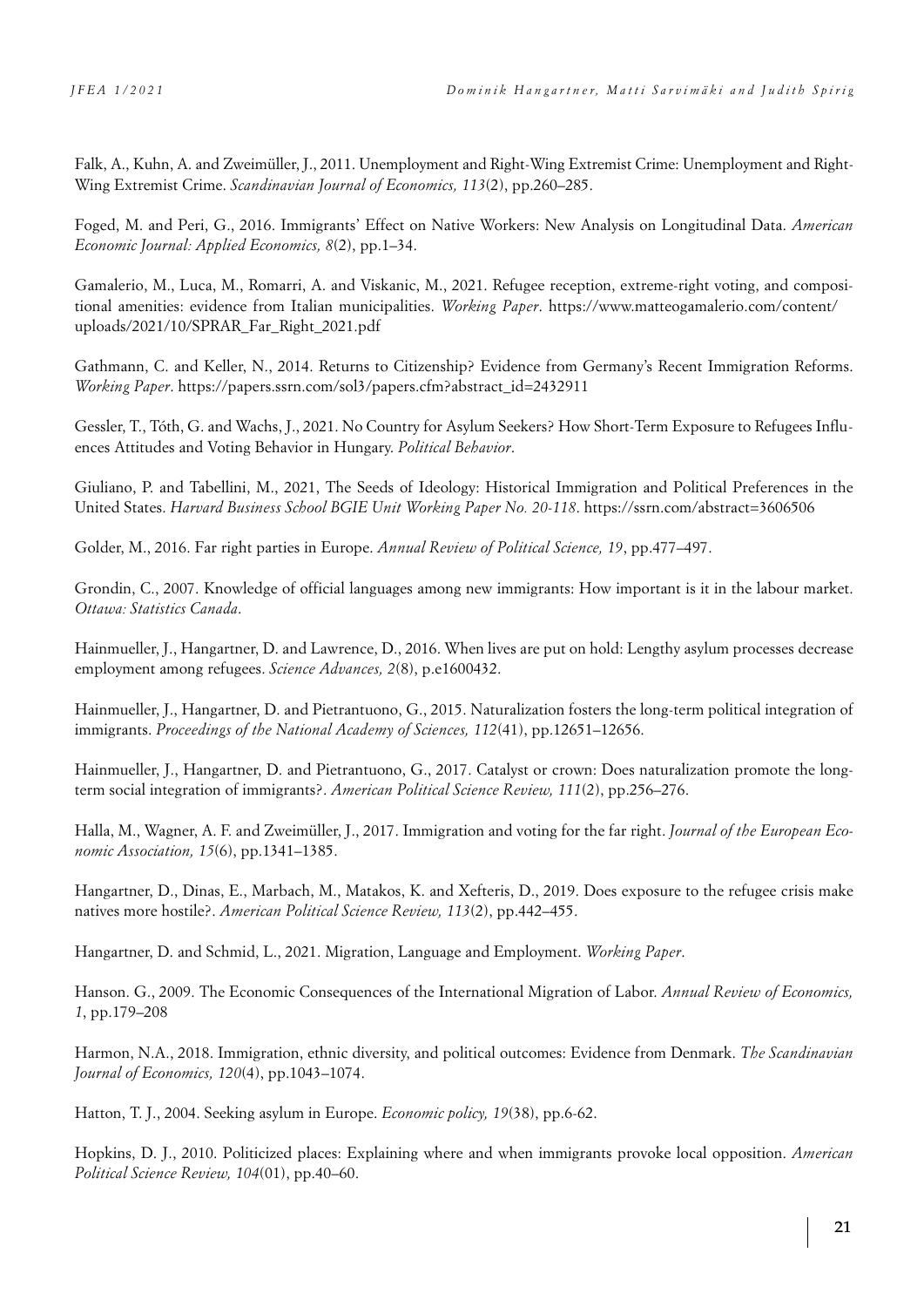Falk, A., Kuhn, A. and Zweimüller, J., 2011. Unemployment and Right-Wing Extremist Crime: Unemployment and Right-Wing Extremist Crime. *Scandinavian Journal of Economics, 113*(2), pp.260–285.

Foged, M. and Peri, G., 2016. Immigrants' Effect on Native Workers: New Analysis on Longitudinal Data. *American Economic Journal: Applied Economics, 8*(2), pp.1–34.

Gamalerio, M., Luca, M., Romarri, A. and Viskanic, M., 2021. Refugee reception, extreme-right voting, and compositional amenities: evidence from Italian municipalities. *Working Paper*. https://www.matteogamalerio.com/content/uploads/2021/10/SPRAR_Far_Right_2021.pdf

Gathmann, C. and Keller, N., 2014. Returns to Citizenship? Evidence from Germany's Recent Immigration Reforms. *Working Paper*. https://papers.ssrn.com/sol3/papers.cfm?abstract_id=2432911

Gessler, T., Tóth, G. and Wachs, J., 2021. No Country for Asylum Seekers? How Short-Term Exposure to Refugees Influences Attitudes and Voting Behavior in Hungary. *Political Behavior*.

Giuliano, P. and Tabellini, M., 2021, The Seeds of Ideology: Historical Immigration and Political Preferences in the United States. *Harvard Business School BGIE Unit Working Paper No. 20-118*. https://ssrn.com/abstract=3606506

Golder, M., 2016. Far right parties in Europe. *Annual Review of Political Science, 19*, pp.477–497.

Grondin, C., 2007. Knowledge of official languages among new immigrants: How important is it in the labour market. *Ottawa: Statistics Canada*.

Hainmueller, J., Hangartner, D. and Lawrence, D., 2016. When lives are put on hold: Lengthy asylum processes decrease employment among refugees. *Science Advances, 2*(8), p.e1600432.

Hainmueller, J., Hangartner, D. and Pietrantuono, G., 2015. Naturalization fosters the long-term political integration of immigrants. *Proceedings of the National Academy of Sciences, 112*(41), pp.12651–12656.

Hainmueller, J., Hangartner, D. and Pietrantuono, G., 2017. Catalyst or crown: Does naturalization promote the long-term social integration of immigrants?. *American Political Science Review, 111*(2), pp.256–276.

Halla, M., Wagner, A. F. and Zweimüller, J., 2017. Immigration and voting for the far right. *Journal of the European Economic Association, 15*(6), pp.1341–1385.

Hangartner, D., Dinas, E., Marbach, M., Matakos, K. and Xefteris, D., 2019. Does exposure to the refugee crisis make natives more hostile?. *American Political Science Review, 113*(2), pp.442–455.

Hangartner, D. and Schmid, L., 2021. Migration, Language and Employment. *Working Paper*.

Hanson. G., 2009. The Economic Consequences of the International Migration of Labor. *Annual Review of Economics, 1*, pp.179–208

Harmon, N.A., 2018. Immigration, ethnic diversity, and political outcomes: Evidence from Denmark. *The Scandinavian Journal of Economics, 120*(4), pp.1043–1074.

Hatton, T. J., 2004. Seeking asylum in Europe. *Economic policy, 19*(38), pp.6-62.

Hopkins, D. J., 2010. Politicized places: Explaining where and when immigrants provoke local opposition. *American Political Science Review, 104*(01), pp.40–60.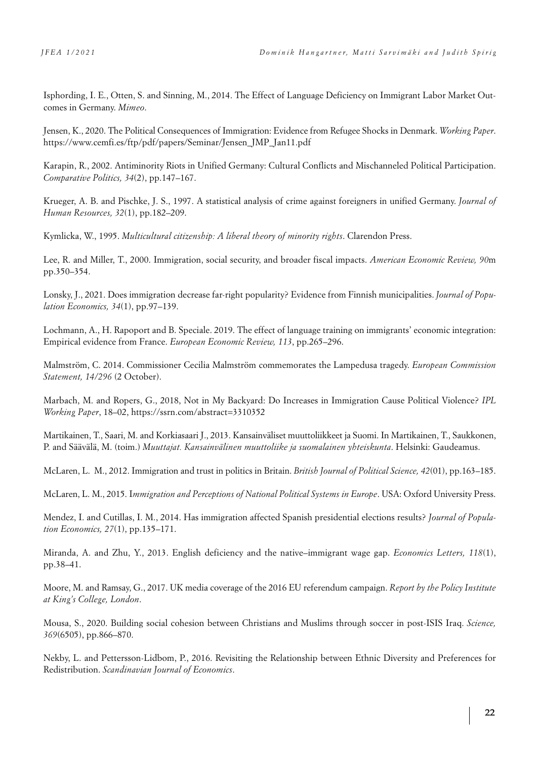Isphording, I. E., Otten, S. and Sinning, M., 2014. The Effect of Language Deficiency on Immigrant Labor Market Outcomes in Germany. *Mimeo*.

Jensen, K., 2020. The Political Consequences of Immigration: Evidence from Refugee Shocks in Denmark. *Working Paper*. https://www.cemfi.es/ftp/pdf/papers/Seminar/Jensen_JMP_Jan11.pdf

Karapin, R., 2002. Antiminority Riots in Unified Germany: Cultural Conflicts and Mischanneled Political Participation. *Comparative Politics, 34*(2), pp.147–167.

Krueger, A. B. and Pischke, J. S., 1997. A statistical analysis of crime against foreigners in unified Germany. *Journal of Human Resources, 32*(1), pp.182–209.

Kymlicka, W., 1995. *Multicultural citizenship: A liberal theory of minority rights*. Clarendon Press.

Lee, R. and Miller, T., 2000. Immigration, social security, and broader fiscal impacts. *American Economic Review, 90*m pp.350–354.

Lonsky, J., 2021. Does immigration decrease far-right popularity? Evidence from Finnish municipalities. *Journal of Population Economics, 34*(1), pp.97–139.

Lochmann, A., H. Rapoport and B. Speciale. 2019. The effect of language training on immigrants' economic integration: Empirical evidence from France. *European Economic Review, 113*, pp.265–296.

Malmström, C. 2014. Commissioner Cecilia Malmström commemorates the Lampedusa tragedy. *European Commission Statement, 14/296* (2 October).

Marbach, M. and Ropers, G., 2018, Not in My Backyard: Do Increases in Immigration Cause Political Violence? *IPL Working Paper*, 18–02, https://ssrn.com/abstract=3310352

Martikainen, T., Saari, M. and Korkiasaari J., 2013. Kansainväliset muuttoliikkeet ja Suomi. In Martikainen, T., Saukkonen, P. and Säävälä, M. (toim.) *Muuttajat. Kansainvälinen muuttoliike ja suomalainen yhteiskunta*. Helsinki: Gaudeamus.

McLaren, L. M., 2012. Immigration and trust in politics in Britain. *British Journal of Political Science, 42*(01), pp.163–185.

McLaren, L. M., 2015. I*mmigration and Perceptions of National Political Systems in Europe*. USA: Oxford University Press.

Mendez, I. and Cutillas, I. M., 2014. Has immigration affected Spanish presidential elections results? *Journal of Population Economics, 27*(1), pp.135–171.

Miranda, A. and Zhu, Y., 2013. English deficiency and the native–immigrant wage gap. *Economics Letters, 118*(1), pp.38–41.

Moore, M. and Ramsay, G., 2017. UK media coverage of the 2016 EU referendum campaign. *Report by the Policy Institute at King's College, London*.

Mousa, S., 2020. Building social cohesion between Christians and Muslims through soccer in post-ISIS Iraq. *Science, 369*(6505), pp.866–870.

Nekby, L. and Pettersson-Lidbom, P., 2016. Revisiting the Relationship between Ethnic Diversity and Preferences for Redistribution. *Scandinavian Journal of Economics*.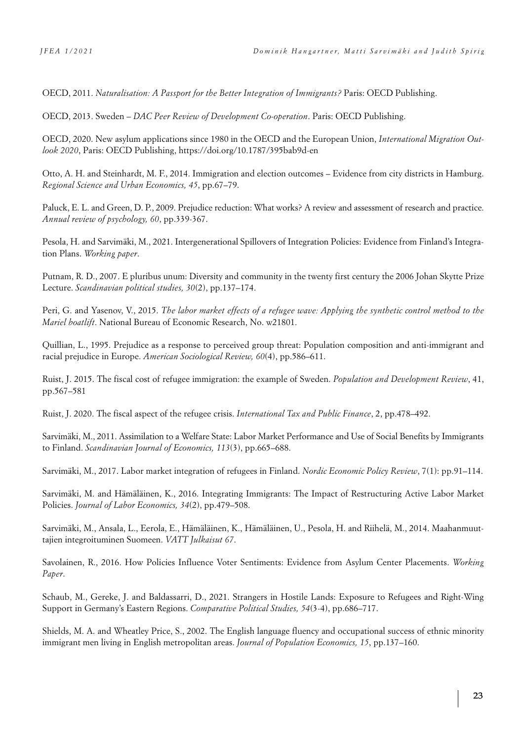OECD, 2011. *Naturalisation: A Passport for the Better Integration of Immigrants?* Paris: OECD Publishing.

OECD, 2013. Sweden – *DAC Peer Review of Development Co-operation*. Paris: OECD Publishing.

OECD, 2020. New asylum applications since 1980 in the OECD and the European Union, *International Migration Outlook 2020*, Paris: OECD Publishing, https://doi.org/10.1787/395bab9d-en

Otto, A. H. and Steinhardt, M. F., 2014. Immigration and election outcomes – Evidence from city districts in Hamburg. *Regional Science and Urban Economics, 45*, pp.67–79.

Paluck, E. L. and Green, D. P., 2009. Prejudice reduction: What works? A review and assessment of research and practice. *Annual review of psychology, 60*, pp.339-367.

Pesola, H. and Sarvimäki, M., 2021. Intergenerational Spillovers of Integration Policies: Evidence from Finland's Integration Plans. *Working paper*.

Putnam, R. D., 2007. E pluribus unum: Diversity and community in the twenty first century the 2006 Johan Skytte Prize Lecture. *Scandinavian political studies, 30*(2), pp.137–174.

Peri, G. and Yasenov, V., 2015. *The labor market effects of a refugee wave: Applying the synthetic control method to the Mariel boatlift*. National Bureau of Economic Research, No. w21801.

Quillian, L., 1995. Prejudice as a response to perceived group threat: Population composition and anti-immigrant and racial prejudice in Europe. *American Sociological Review, 60*(4), pp.586–611.

Ruist, J. 2015. The fiscal cost of refugee immigration: the example of Sweden. *Population and Development Review*, 41, pp.567–581

Ruist, J. 2020. The fiscal aspect of the refugee crisis. *International Tax and Public Finance*, 2, pp.478–492.

Sarvimäki, M., 2011. Assimilation to a Welfare State: Labor Market Performance and Use of Social Benefits by Immigrants to Finland. *Scandinavian Journal of Economics, 113*(3), pp.665–688.

Sarvimäki, M., 2017. Labor market integration of refugees in Finland. *Nordic Economic Policy Review*, 7(1): pp.91–114.

Sarvimäki, M. and Hämäläinen, K., 2016. Integrating Immigrants: The Impact of Restructuring Active Labor Market Policies. *Journal of Labor Economics, 34*(2), pp.479–508.

Sarvimäki, M., Ansala, L., Eerola, E., Hämäläinen, K., Hämäläinen, U., Pesola, H. and Riihelä, M., 2014. Maahanmuuttajien integroituminen Suomeen. *VATT Julkaisut 67*.

Savolainen, R., 2016. How Policies Influence Voter Sentiments: Evidence from Asylum Center Placements. *Working Paper*.

Schaub, M., Gereke, J. and Baldassarri, D., 2021. Strangers in Hostile Lands: Exposure to Refugees and Right-Wing Support in Germany's Eastern Regions. *Comparative Political Studies, 54*(3-4), pp.686–717.

Shields, M. A. and Wheatley Price, S., 2002. The English language fluency and occupational success of ethnic minority immigrant men living in English metropolitan areas. *Journal of Population Economics, 15*, pp.137–160.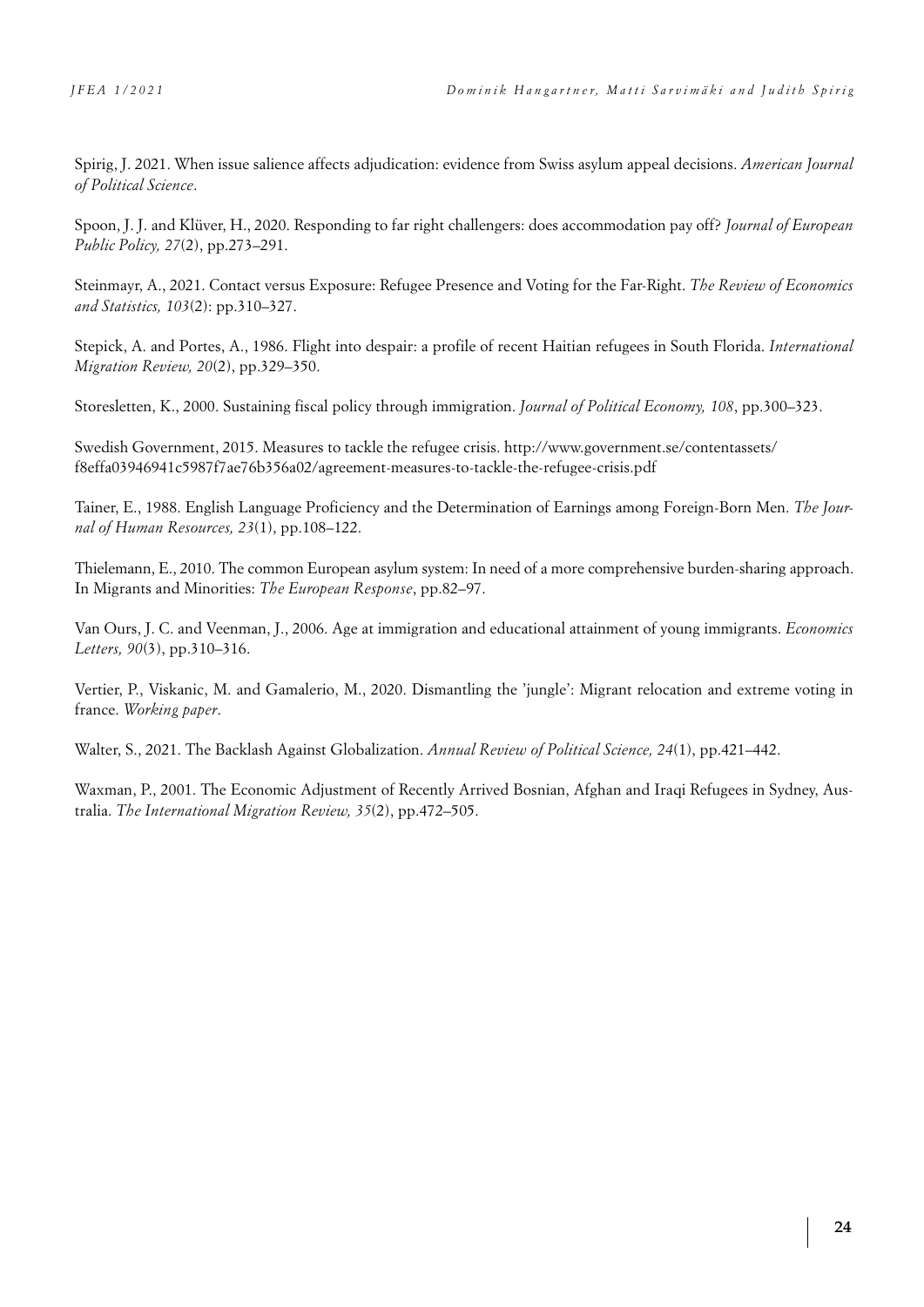Spirig, J. 2021. When issue salience affects adjudication: evidence from Swiss asylum appeal decisions. *American Journal of Political Science*.

Spoon, J. J. and Klüver, H., 2020. Responding to far right challengers: does accommodation pay off? *Journal of European Public Policy, 27*(2), pp.273–291.

Steinmayr, A., 2021. Contact versus Exposure: Refugee Presence and Voting for the Far-Right. *The Review of Economics and Statistics, 103*(2): pp.310–327.

Stepick, A. and Portes, A., 1986. Flight into despair: a profile of recent Haitian refugees in South Florida. *International Migration Review, 20*(2), pp.329–350.

Storesletten, K., 2000. Sustaining fiscal policy through immigration. *Journal of Political Economy, 108*, pp.300–323.

Swedish Government, 2015. Measures to tackle the refugee crisis. http://www.government.se/contentassets/f8effa03946941c5987f7ae76b356a02/agreement-measures-to-tackle-the-refugee-crisis.pdf

Tainer, E., 1988. English Language Proficiency and the Determination of Earnings among Foreign-Born Men. *The Journal of Human Resources, 23*(1), pp.108–122.

Thielemann, E., 2010. The common European asylum system: In need of a more comprehensive burden-sharing approach. In Migrants and Minorities: *The European Response*, pp.82–97.

Van Ours, J. C. and Veenman, J., 2006. Age at immigration and educational attainment of young immigrants. *Economics Letters, 90*(3), pp.310–316.

Vertier, P., Viskanic, M. and Gamalerio, M., 2020. Dismantling the 'jungle': Migrant relocation and extreme voting in france. *Working paper*.

Walter, S., 2021. The Backlash Against Globalization. *Annual Review of Political Science, 24*(1), pp.421–442.

Waxman, P., 2001. The Economic Adjustment of Recently Arrived Bosnian, Afghan and Iraqi Refugees in Sydney, Australia. *The International Migration Review, 35*(2), pp.472–505.